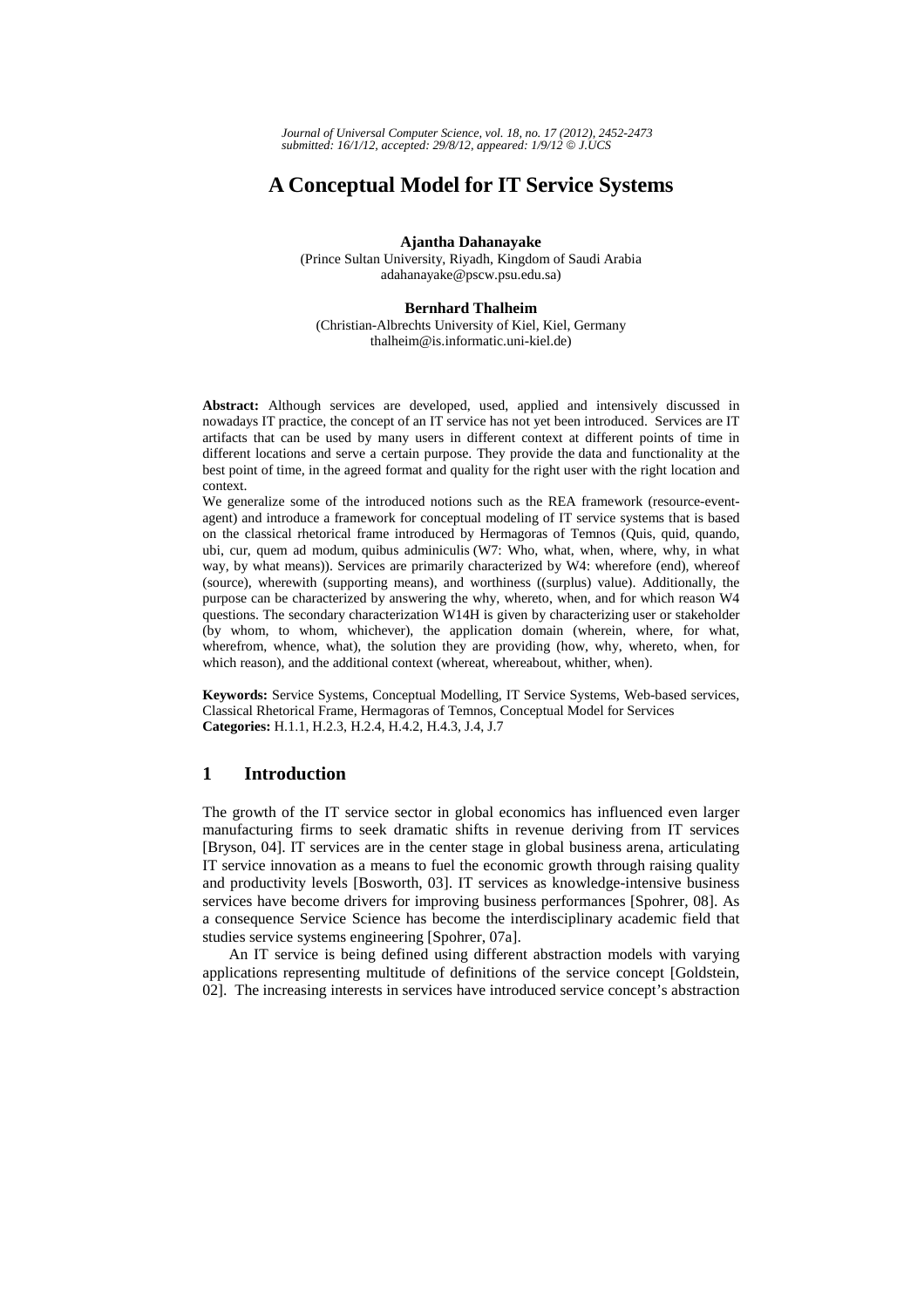*Journal of Universal Computer Science, vol. 18, no. 17 (2012), 2452-2473*
*submitted: 16/1/12, accepted: 29/8/12, appeared: 1/9/12 © J.UCS*

# A Conceptual Model for IT Service Systems

**Ajantha Dahanayake**
(Prince Sultan University, Riyadh, Kingdom of Saudi Arabia
adahanayake@pscw.psu.edu.sa)

**Bernhard Thalheim**
(Christian-Albrechts University of Kiel, Kiel, Germany
thalheim@is.informatic.uni-kiel.de)

**Abstract:** Although services are developed, used, applied and intensively discussed in nowadays IT practice, the concept of an IT service has not yet been introduced. Services are IT artifacts that can be used by many users in different context at different points of time in different locations and serve a certain purpose. They provide the data and functionality at the best point of time, in the agreed format and quality for the right user with the right location and context.

We generalize some of the introduced notions such as the REA framework (resource-event-agent) and introduce a framework for conceptual modeling of IT service systems that is based on the classical rhetorical frame introduced by Hermagoras of Temnos (Quis, quid, quando, ubi, cur, quem ad modum, quibus adminiculis (W7: Who, what, when, where, why, in what way, by what means)). Services are primarily characterized by W4: wherefore (end), whereof (source), wherewith (supporting means), and worthiness ((surplus) value). Additionally, the purpose can be characterized by answering the why, whereto, when, and for which reason W4 questions. The secondary characterization W14H is given by characterizing user or stakeholder (by whom, to whom, whichever), the application domain (wherein, where, for what, wherefrom, whence, what), the solution they are providing (how, why, whereto, when, for which reason), and the additional context (whereat, whereabout, whither, when).

**Keywords:** Service Systems, Conceptual Modelling, IT Service Systems, Web-based services, Classical Rhetorical Frame, Hermagoras of Temnos, Conceptual Model for Services
**Categories:** H.1.1, H.2.3, H.2.4, H.4.2, H.4.3, J.4, J.7

## 1 Introduction

The growth of the IT service sector in global economics has influenced even larger manufacturing firms to seek dramatic shifts in revenue deriving from IT services [Bryson, 04]. IT services are in the center stage in global business arena, articulating IT service innovation as a means to fuel the economic growth through raising quality and productivity levels [Bosworth, 03]. IT services as knowledge-intensive business services have become drivers for improving business performances [Spohrer, 08]. As a consequence Service Science has become the interdisciplinary academic field that studies service systems engineering [Spohrer, 07a].

An IT service is being defined using different abstraction models with varying applications representing multitude of definitions of the service concept [Goldstein, 02]. The increasing interests in services have introduced service concept's abstraction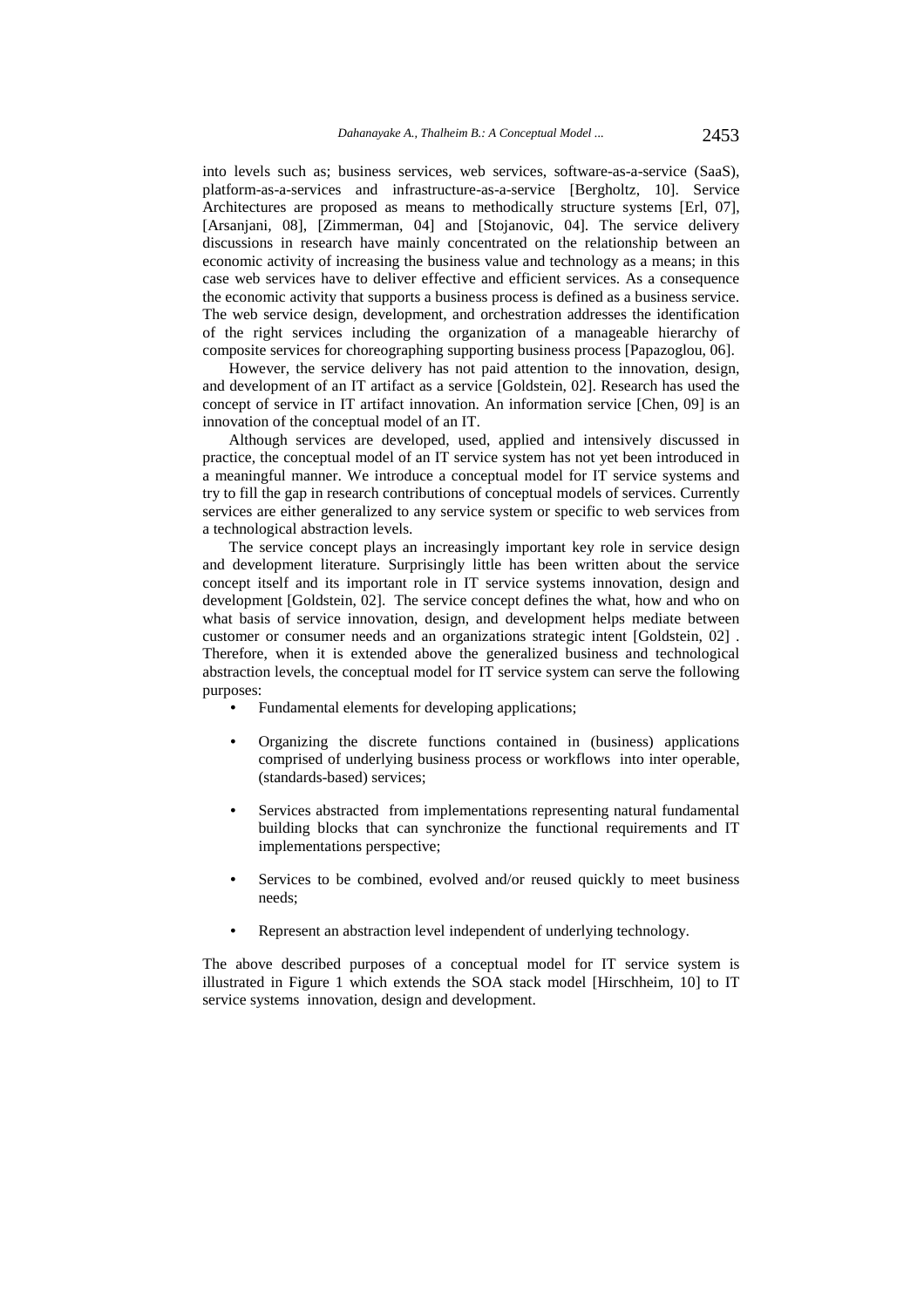into levels such as; business services, web services, software-as-a-service (SaaS), platform-as-a-services and infrastructure-as-a-service [Bergholtz, 10]. Service Architectures are proposed as means to methodically structure systems [Erl, 07], [Arsanjani, 08], [Zimmerman, 04] and [Stojanovic, 04]. The service delivery discussions in research have mainly concentrated on the relationship between an economic activity of increasing the business value and technology as a means; in this case web services have to deliver effective and efficient services. As a consequence the economic activity that supports a business process is defined as a business service. The web service design, development, and orchestration addresses the identification of the right services including the organization of a manageable hierarchy of composite services for choreographing supporting business process [Papazoglou, 06].

However, the service delivery has not paid attention to the innovation, design, and development of an IT artifact as a service [Goldstein, 02]. Research has used the concept of service in IT artifact innovation. An information service [Chen, 09] is an innovation of the conceptual model of an IT.

Although services are developed, used, applied and intensively discussed in practice, the conceptual model of an IT service system has not yet been introduced in a meaningful manner. We introduce a conceptual model for IT service systems and try to fill the gap in research contributions of conceptual models of services. Currently services are either generalized to any service system or specific to web services from a technological abstraction levels.

The service concept plays an increasingly important key role in service design and development literature. Surprisingly little has been written about the service concept itself and its important role in IT service systems innovation, design and development [Goldstein, 02]. The service concept defines the what, how and who on what basis of service innovation, design, and development helps mediate between customer or consumer needs and an organizations strategic intent [Goldstein, 02] . Therefore, when it is extended above the generalized business and technological abstraction levels, the conceptual model for IT service system can serve the following purposes:

- Fundamental elements for developing applications;
- Organizing the discrete functions contained in (business) applications comprised of underlying business process or workflows into inter operable, (standards-based) services;
- Services abstracted from implementations representing natural fundamental building blocks that can synchronize the functional requirements and IT implementations perspective;
- Services to be combined, evolved and/or reused quickly to meet business needs;
- Represent an abstraction level independent of underlying technology.

The above described purposes of a conceptual model for IT service system is illustrated in Figure 1 which extends the SOA stack model [Hirschheim, 10] to IT service systems innovation, design and development.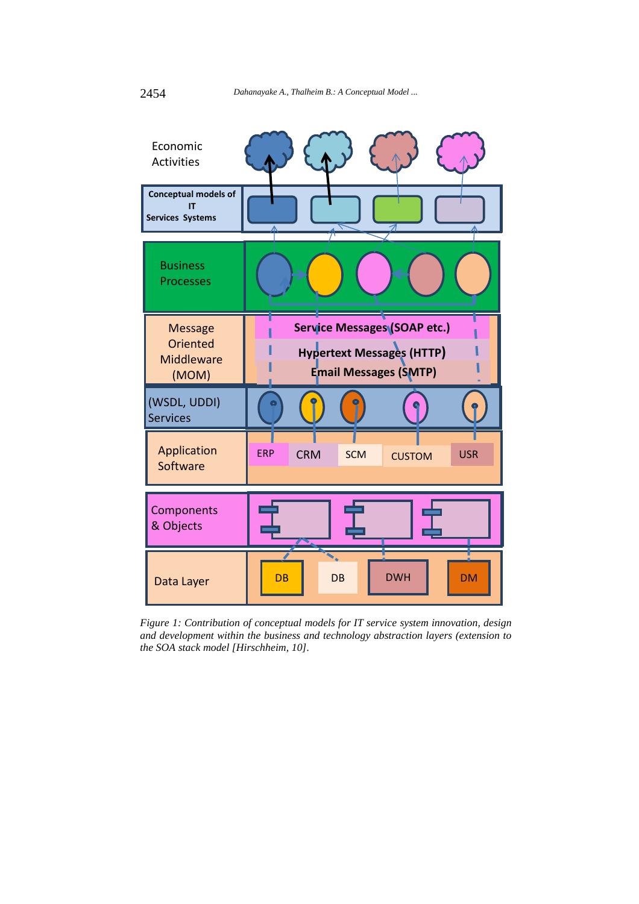Figure 1: Contribution of conceptual models for IT service system innovation, design and development within the business and technology abstraction layers (extension to the SOA stack model [Hirschheim, 10].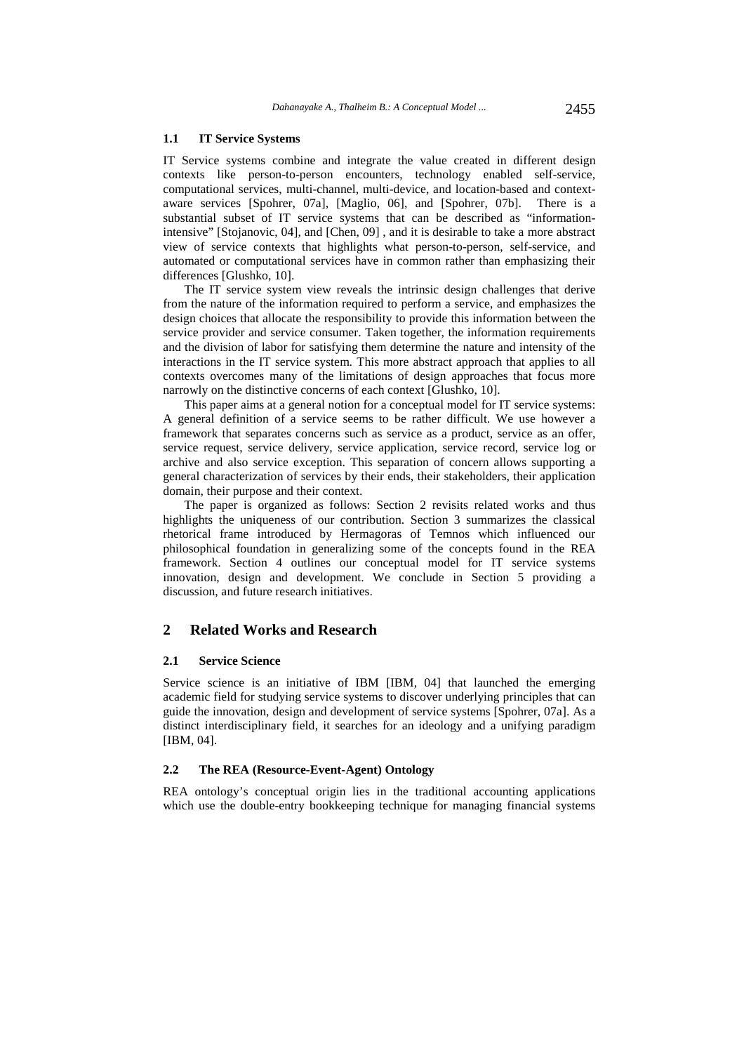### 1.1 IT Service Systems

IT Service systems combine and integrate the value created in different design contexts like person-to-person encounters, technology enabled self-service, computational services, multi-channel, multi-device, and location-based and context-aware services [Spohrer, 07a], [Maglio, 06], and [Spohrer, 07b]. There is a substantial subset of IT service systems that can be described as "information-intensive" [Stojanovic, 04], and [Chen, 09] , and it is desirable to take a more abstract view of service contexts that highlights what person-to-person, self-service, and automated or computational services have in common rather than emphasizing their differences [Glushko, 10].

The IT service system view reveals the intrinsic design challenges that derive from the nature of the information required to perform a service, and emphasizes the design choices that allocate the responsibility to provide this information between the service provider and service consumer. Taken together, the information requirements and the division of labor for satisfying them determine the nature and intensity of the interactions in the IT service system. This more abstract approach that applies to all contexts overcomes many of the limitations of design approaches that focus more narrowly on the distinctive concerns of each context [Glushko, 10].

This paper aims at a general notion for a conceptual model for IT service systems: A general definition of a service seems to be rather difficult. We use however a framework that separates concerns such as service as a product, service as an offer, service request, service delivery, service application, service record, service log or archive and also service exception. This separation of concern allows supporting a general characterization of services by their ends, their stakeholders, their application domain, their purpose and their context.

The paper is organized as follows: Section 2 revisits related works and thus highlights the uniqueness of our contribution. Section 3 summarizes the classical rhetorical frame introduced by Hermagoras of Temnos which influenced our philosophical foundation in generalizing some of the concepts found in the REA framework. Section 4 outlines our conceptual model for IT service systems innovation, design and development. We conclude in Section 5 providing a discussion, and future research initiatives.

## 2 Related Works and Research

### 2.1 Service Science

Service science is an initiative of IBM [IBM, 04] that launched the emerging academic field for studying service systems to discover underlying principles that can guide the innovation, design and development of service systems [Spohrer, 07a]. As a distinct interdisciplinary field, it searches for an ideology and a unifying paradigm [IBM, 04].

### 2.2 The REA (Resource-Event-Agent) Ontology

REA ontology's conceptual origin lies in the traditional accounting applications which use the double-entry bookkeeping technique for managing financial systems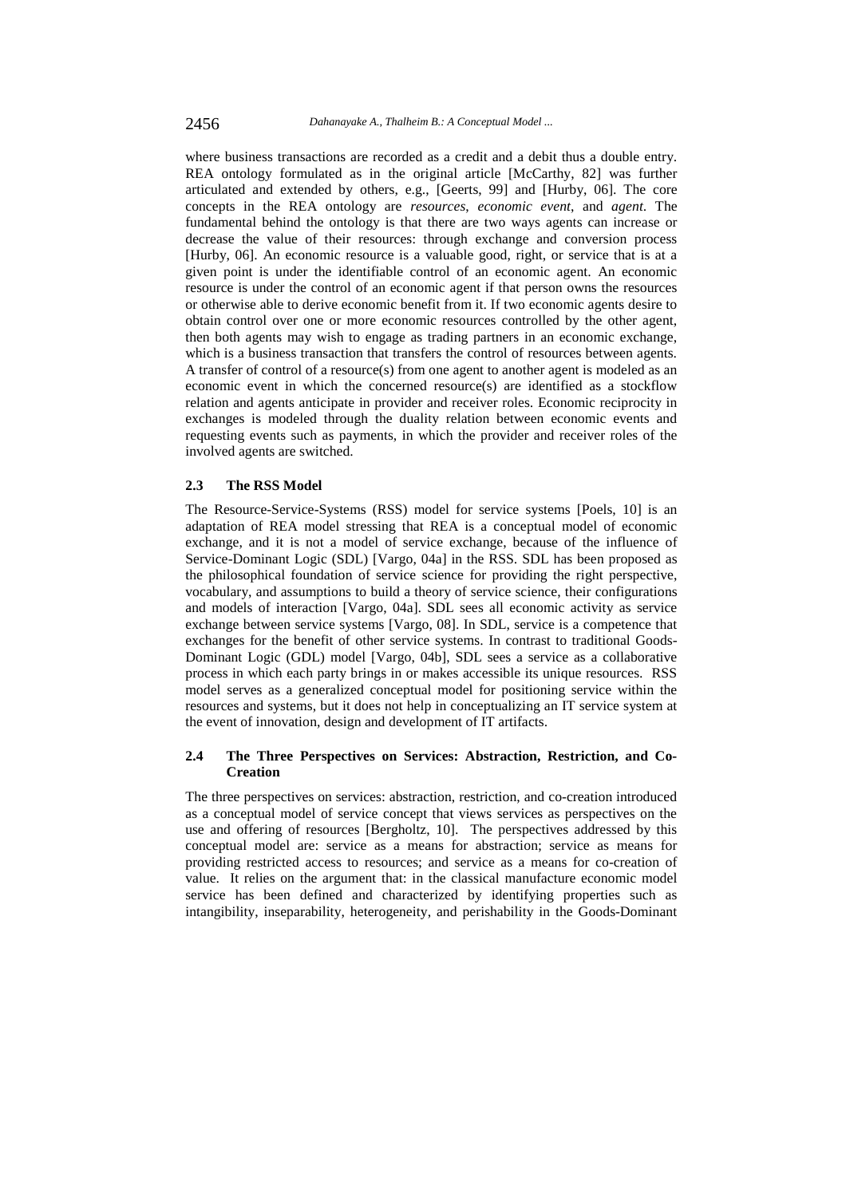where business transactions are recorded as a credit and a debit thus a double entry. REA ontology formulated as in the original article [McCarthy, 82] was further articulated and extended by others, e.g., [Geerts, 99] and [Hurby, 06]. The core concepts in the REA ontology are *resources*, *economic event*, and *agent*. The fundamental behind the ontology is that there are two ways agents can increase or decrease the value of their resources: through exchange and conversion process [Hurby, 06]. An economic resource is a valuable good, right, or service that is at a given point is under the identifiable control of an economic agent. An economic resource is under the control of an economic agent if that person owns the resources or otherwise able to derive economic benefit from it. If two economic agents desire to obtain control over one or more economic resources controlled by the other agent, then both agents may wish to engage as trading partners in an economic exchange, which is a business transaction that transfers the control of resources between agents. A transfer of control of a resource(s) from one agent to another agent is modeled as an economic event in which the concerned resource(s) are identified as a stockflow relation and agents anticipate in provider and receiver roles. Economic reciprocity in exchanges is modeled through the duality relation between economic events and requesting events such as payments, in which the provider and receiver roles of the involved agents are switched.

### 2.3 The RSS Model

The Resource-Service-Systems (RSS) model for service systems [Poels, 10] is an adaptation of REA model stressing that REA is a conceptual model of economic exchange, and it is not a model of service exchange, because of the influence of Service-Dominant Logic (SDL) [Vargo, 04a] in the RSS. SDL has been proposed as the philosophical foundation of service science for providing the right perspective, vocabulary, and assumptions to build a theory of service science, their configurations and models of interaction [Vargo, 04a]. SDL sees all economic activity as service exchange between service systems [Vargo, 08]. In SDL, service is a competence that exchanges for the benefit of other service systems. In contrast to traditional Goods-Dominant Logic (GDL) model [Vargo, 04b], SDL sees a service as a collaborative process in which each party brings in or makes accessible its unique resources. RSS model serves as a generalized conceptual model for positioning service within the resources and systems, but it does not help in conceptualizing an IT service system at the event of innovation, design and development of IT artifacts.

### 2.4 The Three Perspectives on Services: Abstraction, Restriction, and Co-Creation

The three perspectives on services: abstraction, restriction, and co-creation introduced as a conceptual model of service concept that views services as perspectives on the use and offering of resources [Bergholtz, 10]. The perspectives addressed by this conceptual model are: service as a means for abstraction; service as means for providing restricted access to resources; and service as a means for co-creation of value. It relies on the argument that: in the classical manufacture economic model service has been defined and characterized by identifying properties such as intangibility, inseparability, heterogeneity, and perishability in the Goods-Dominant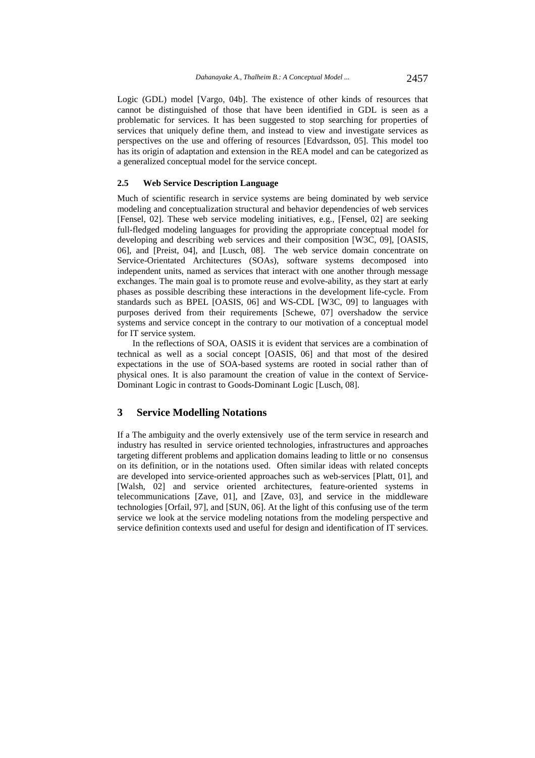Logic (GDL) model [Vargo, 04b]. The existence of other kinds of resources that cannot be distinguished of those that have been identified in GDL is seen as a problematic for services. It has been suggested to stop searching for properties of services that uniquely define them, and instead to view and investigate services as perspectives on the use and offering of resources [Edvardsson, 05]. This model too has its origin of adaptation and extension in the REA model and can be categorized as a generalized conceptual model for the service concept.

### 2.5 Web Service Description Language

Much of scientific research in service systems are being dominated by web service modeling and conceptualization structural and behavior dependencies of web services [Fensel, 02]. These web service modeling initiatives, e.g., [Fensel, 02] are seeking full-fledged modeling languages for providing the appropriate conceptual model for developing and describing web services and their composition [W3C, 09], [OASIS, 06], and [Preist, 04], and [Lusch, 08]. The web service domain concentrate on Service-Orientated Architectures (SOAs), software systems decomposed into independent units, named as services that interact with one another through message exchanges. The main goal is to promote reuse and evolve-ability, as they start at early phases as possible describing these interactions in the development life-cycle. From standards such as BPEL [OASIS, 06] and WS-CDL [W3C, 09] to languages with purposes derived from their requirements [Schewe, 07] overshadow the service systems and service concept in the contrary to our motivation of a conceptual model for IT service system.

In the reflections of SOA, OASIS it is evident that services are a combination of technical as well as a social concept [OASIS, 06] and that most of the desired expectations in the use of SOA-based systems are rooted in social rather than of physical ones. It is also paramount the creation of value in the context of Service-Dominant Logic in contrast to Goods-Dominant Logic [Lusch, 08].

## 3 Service Modelling Notations

If a The ambiguity and the overly extensively use of the term service in research and industry has resulted in service oriented technologies, infrastructures and approaches targeting different problems and application domains leading to little or no consensus on its definition, or in the notations used. Often similar ideas with related concepts are developed into service-oriented approaches such as web-services [Platt, 01], and [Walsh, 02] and service oriented architectures, feature-oriented systems in telecommunications [Zave, 01], and [Zave, 03], and service in the middleware technologies [Orfail, 97], and [SUN, 06]. At the light of this confusing use of the term service we look at the service modeling notations from the modeling perspective and service definition contexts used and useful for design and identification of IT services.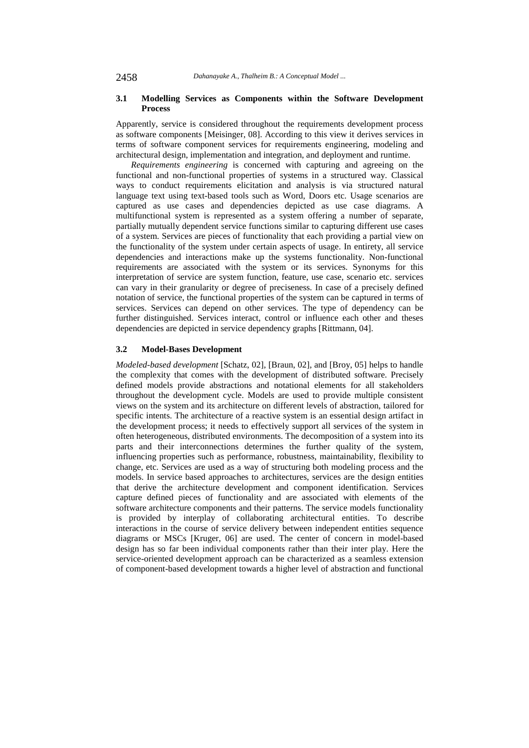### 3.1 Modelling Services as Components within the Software Development Process

Apparently, service is considered throughout the requirements development process as software components [Meisinger, 08]. According to this view it derives services in terms of software component services for requirements engineering, modeling and architectural design, implementation and integration, and deployment and runtime.

*Requirements engineering* is concerned with capturing and agreeing on the functional and non-functional properties of systems in a structured way. Classical ways to conduct requirements elicitation and analysis is via structured natural language text using text-based tools such as Word, Doors etc. Usage scenarios are captured as use cases and dependencies depicted as use case diagrams. A multifunctional system is represented as a system offering a number of separate, partially mutually dependent service functions similar to capturing different use cases of a system. Services are pieces of functionality that each providing a partial view on the functionality of the system under certain aspects of usage. In entirety, all service dependencies and interactions make up the systems functionality. Non-functional requirements are associated with the system or its services. Synonyms for this interpretation of service are system function, feature, use case, scenario etc. services can vary in their granularity or degree of preciseness. In case of a precisely defined notation of service, the functional properties of the system can be captured in terms of services. Services can depend on other services. The type of dependency can be further distinguished. Services interact, control or influence each other and theses dependencies are depicted in service dependency graphs [Rittmann, 04].

### 3.2 Model-Bases Development

*Modeled-based development* [Schatz, 02], [Braun, 02], and [Broy, 05] helps to handle the complexity that comes with the development of distributed software. Precisely defined models provide abstractions and notational elements for all stakeholders throughout the development cycle. Models are used to provide multiple consistent views on the system and its architecture on different levels of abstraction, tailored for specific intents. The architecture of a reactive system is an essential design artifact in the development process; it needs to effectively support all services of the system in often heterogeneous, distributed environments. The decomposition of a system into its parts and their interconnections determines the further quality of the system, influencing properties such as performance, robustness, maintainability, flexibility to change, etc. Services are used as a way of structuring both modeling process and the models. In service based approaches to architectures, services are the design entities that derive the architecture development and component identification. Services capture defined pieces of functionality and are associated with elements of the software architecture components and their patterns. The service models functionality is provided by interplay of collaborating architectural entities. To describe interactions in the course of service delivery between independent entities sequence diagrams or MSCs [Kruger, 06] are used. The center of concern in model-based design has so far been individual components rather than their inter play. Here the service-oriented development approach can be characterized as a seamless extension of component-based development towards a higher level of abstraction and functional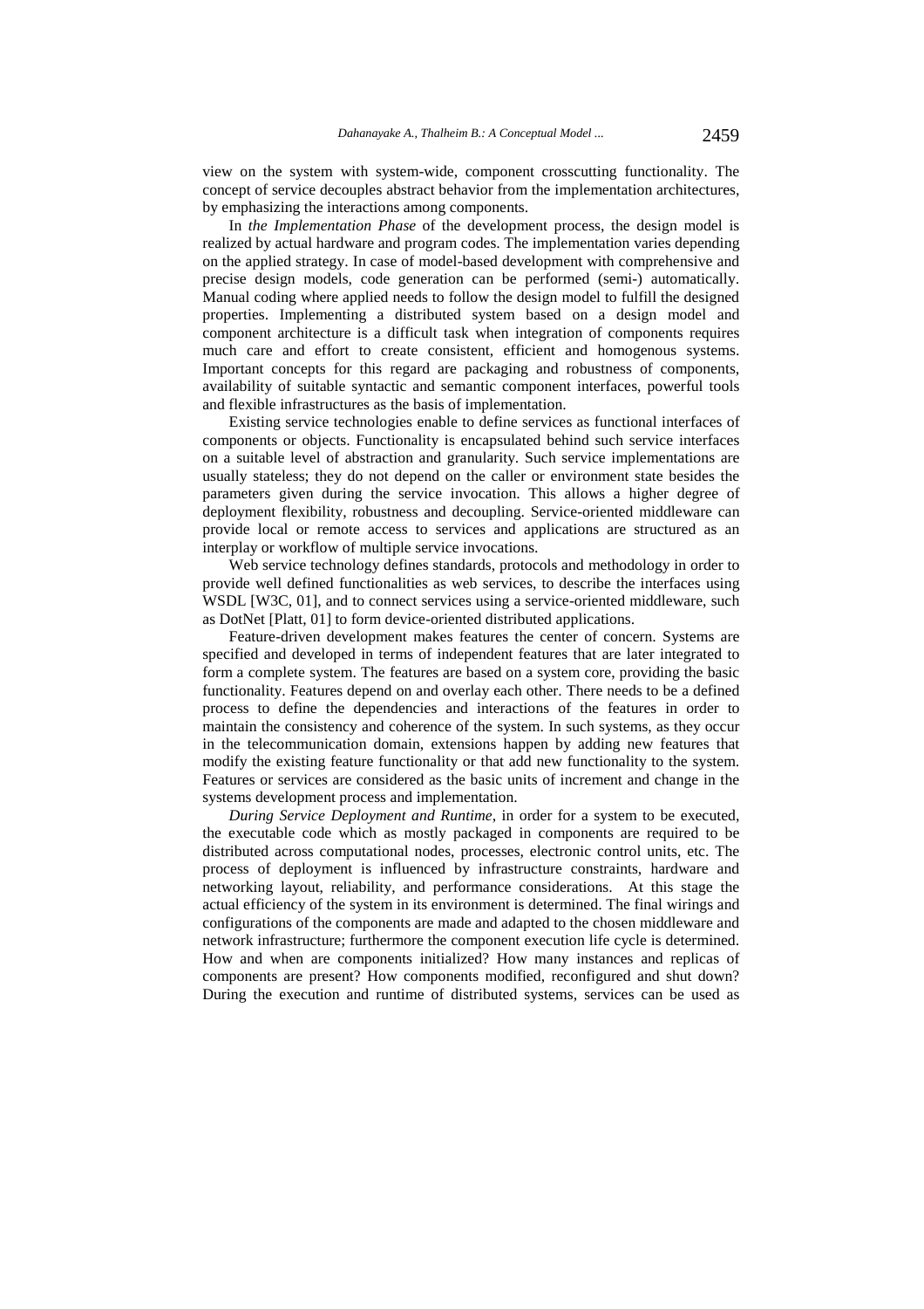view on the system with system-wide, component crosscutting functionality. The concept of service decouples abstract behavior from the implementation architectures, by emphasizing the interactions among components.

In *the Implementation Phase* of the development process, the design model is realized by actual hardware and program codes. The implementation varies depending on the applied strategy. In case of model-based development with comprehensive and precise design models, code generation can be performed (semi-) automatically. Manual coding where applied needs to follow the design model to fulfill the designed properties. Implementing a distributed system based on a design model and component architecture is a difficult task when integration of components requires much care and effort to create consistent, efficient and homogenous systems. Important concepts for this regard are packaging and robustness of components, availability of suitable syntactic and semantic component interfaces, powerful tools and flexible infrastructures as the basis of implementation.

Existing service technologies enable to define services as functional interfaces of components or objects. Functionality is encapsulated behind such service interfaces on a suitable level of abstraction and granularity. Such service implementations are usually stateless; they do not depend on the caller or environment state besides the parameters given during the service invocation. This allows a higher degree of deployment flexibility, robustness and decoupling. Service-oriented middleware can provide local or remote access to services and applications are structured as an interplay or workflow of multiple service invocations.

Web service technology defines standards, protocols and methodology in order to provide well defined functionalities as web services, to describe the interfaces using WSDL [W3C, 01], and to connect services using a service-oriented middleware, such as DotNet [Platt, 01] to form device-oriented distributed applications.

Feature-driven development makes features the center of concern. Systems are specified and developed in terms of independent features that are later integrated to form a complete system. The features are based on a system core, providing the basic functionality. Features depend on and overlay each other. There needs to be a defined process to define the dependencies and interactions of the features in order to maintain the consistency and coherence of the system. In such systems, as they occur in the telecommunication domain, extensions happen by adding new features that modify the existing feature functionality or that add new functionality to the system. Features or services are considered as the basic units of increment and change in the systems development process and implementation.

*During Service Deployment and Runtime*, in order for a system to be executed, the executable code which as mostly packaged in components are required to be distributed across computational nodes, processes, electronic control units, etc. The process of deployment is influenced by infrastructure constraints, hardware and networking layout, reliability, and performance considerations. At this stage the actual efficiency of the system in its environment is determined. The final wirings and configurations of the components are made and adapted to the chosen middleware and network infrastructure; furthermore the component execution life cycle is determined. How and when are components initialized? How many instances and replicas of components are present? How components modified, reconfigured and shut down? During the execution and runtime of distributed systems, services can be used as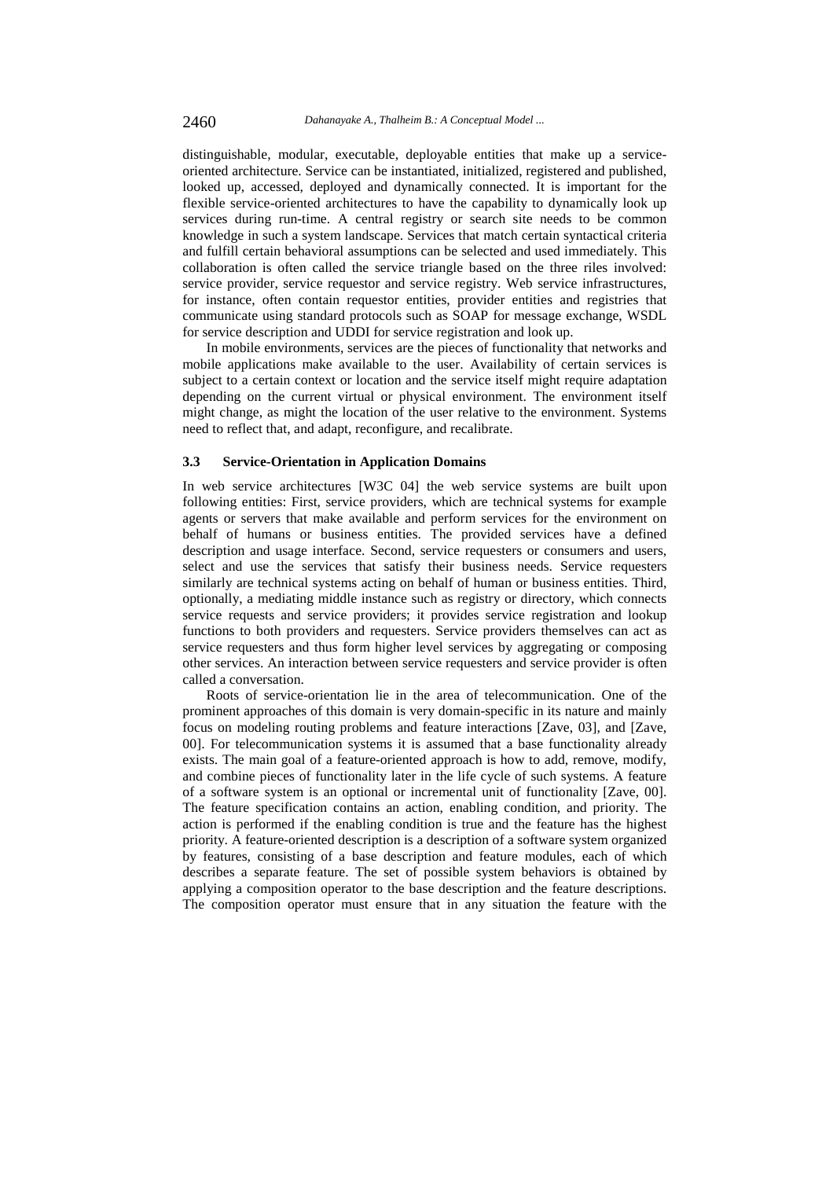distinguishable, modular, executable, deployable entities that make up a service-oriented architecture. Service can be instantiated, initialized, registered and published, looked up, accessed, deployed and dynamically connected. It is important for the flexible service-oriented architectures to have the capability to dynamically look up services during run-time. A central registry or search site needs to be common knowledge in such a system landscape. Services that match certain syntactical criteria and fulfill certain behavioral assumptions can be selected and used immediately. This collaboration is often called the service triangle based on the three riles involved: service provider, service requestor and service registry. Web service infrastructures, for instance, often contain requestor entities, provider entities and registries that communicate using standard protocols such as SOAP for message exchange, WSDL for service description and UDDI for service registration and look up.

In mobile environments, services are the pieces of functionality that networks and mobile applications make available to the user. Availability of certain services is subject to a certain context or location and the service itself might require adaptation depending on the current virtual or physical environment. The environment itself might change, as might the location of the user relative to the environment. Systems need to reflect that, and adapt, reconfigure, and recalibrate.

### 3.3 Service-Orientation in Application Domains

In web service architectures [W3C 04] the web service systems are built upon following entities: First, service providers, which are technical systems for example agents or servers that make available and perform services for the environment on behalf of humans or business entities. The provided services have a defined description and usage interface. Second, service requesters or consumers and users, select and use the services that satisfy their business needs. Service requesters similarly are technical systems acting on behalf of human or business entities. Third, optionally, a mediating middle instance such as registry or directory, which connects service requests and service providers; it provides service registration and lookup functions to both providers and requesters. Service providers themselves can act as service requesters and thus form higher level services by aggregating or composing other services. An interaction between service requesters and service provider is often called a conversation.

Roots of service-orientation lie in the area of telecommunication. One of the prominent approaches of this domain is very domain-specific in its nature and mainly focus on modeling routing problems and feature interactions [Zave, 03], and [Zave, 00]. For telecommunication systems it is assumed that a base functionality already exists. The main goal of a feature-oriented approach is how to add, remove, modify, and combine pieces of functionality later in the life cycle of such systems. A feature of a software system is an optional or incremental unit of functionality [Zave, 00]. The feature specification contains an action, enabling condition, and priority. The action is performed if the enabling condition is true and the feature has the highest priority. A feature-oriented description is a description of a software system organized by features, consisting of a base description and feature modules, each of which describes a separate feature. The set of possible system behaviors is obtained by applying a composition operator to the base description and the feature descriptions. The composition operator must ensure that in any situation the feature with the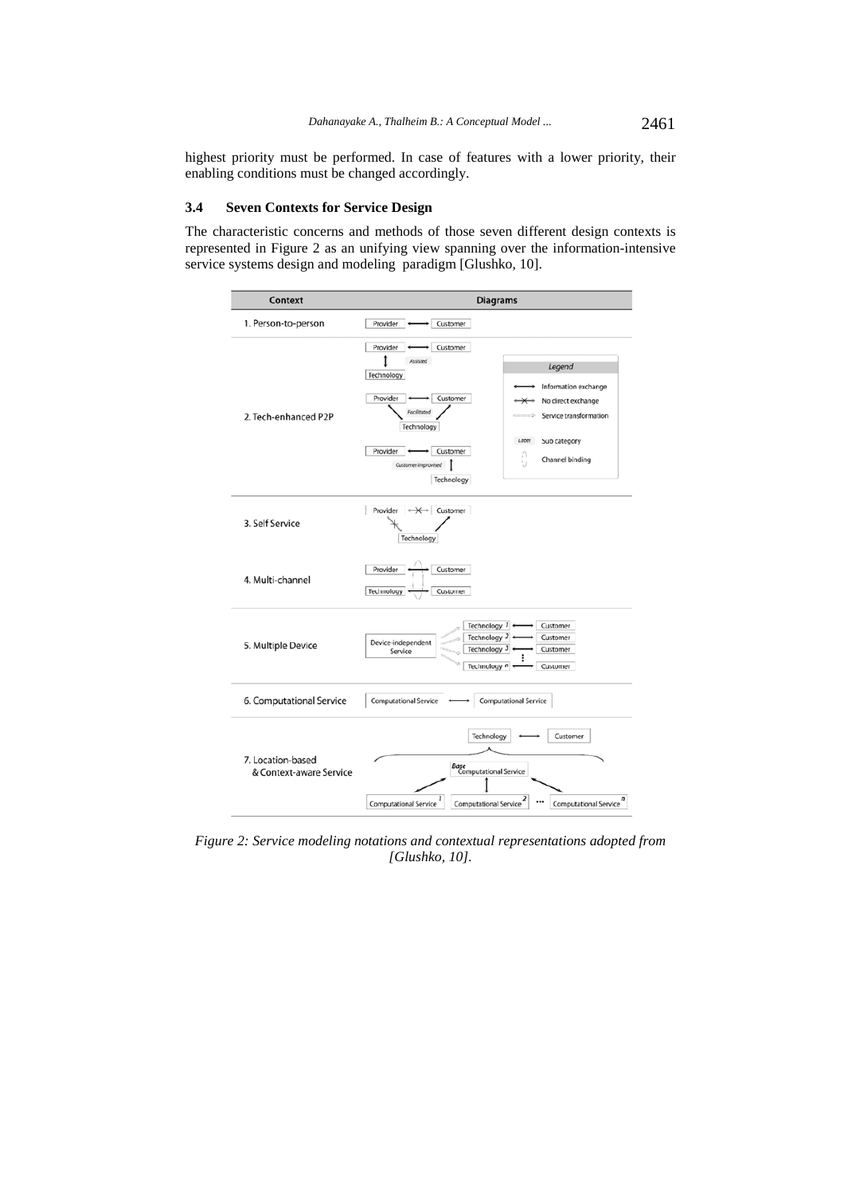highest priority must be performed. In case of features with a lower priority, their enabling conditions must be changed accordingly.

### 3.4 Seven Contexts for Service Design

The characteristic concerns and methods of those seven different design contexts is represented in Figure 2 as an unifying view spanning over the information-intensive service systems design and modeling paradigm [Glushko, 10].

| Context | Diagrams |
|---|---|
| 1. Person-to-person | Provider ⟷ Customer |
| 2. Tech-enhanced P2P | Provider ⟷ Customer; Provider ↕ Technology (Assisted) / Provider ⟷ Customer; Provider, Customer ↔ Technology (Facilitated) / Provider ⟷ Customer; Customer ↕ Technology (Customer Improvised) |
| 3. Self Service | Provider ⟷✕ Customer; Provider ✕ Technology; Customer ↔ Technology |
| 4. Multi-channel | Provider ⟷ Customer; Technology ⟷ Customer (channel binding) |
| 5. Multiple Device | Device-independent Service ⇒ Technology 1 ⟷ Customer; Technology 2 ⟷ Customer; Technology 3 ⟷ Customer; ⋮; Technology n ⟷ Customer |
| 6. Computational Service | Computational Service ⟷ Computational Service |
| 7. Location-based & Context-aware Service | Technology ⟷ Customer; Base Computational Service ↔ Computational Service 1, Computational Service 2, ..., Computational Service n |

Legend: ⟷ Information exchange; ⟷✕ No direct exchange; ⇒ Service transformation; *Label* Sub category; Channel binding

*Figure 2: Service modeling notations and contextual representations adopted from [Glushko, 10].*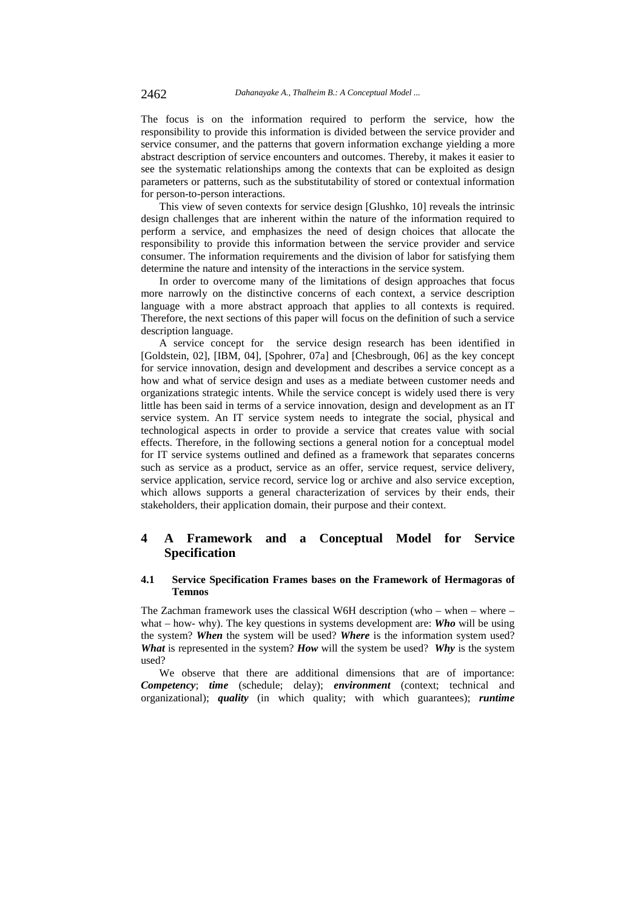The focus is on the information required to perform the service, how the responsibility to provide this information is divided between the service provider and service consumer, and the patterns that govern information exchange yielding a more abstract description of service encounters and outcomes. Thereby, it makes it easier to see the systematic relationships among the contexts that can be exploited as design parameters or patterns, such as the substitutability of stored or contextual information for person-to-person interactions.

This view of seven contexts for service design [Glushko, 10] reveals the intrinsic design challenges that are inherent within the nature of the information required to perform a service, and emphasizes the need of design choices that allocate the responsibility to provide this information between the service provider and service consumer. The information requirements and the division of labor for satisfying them determine the nature and intensity of the interactions in the service system.

In order to overcome many of the limitations of design approaches that focus more narrowly on the distinctive concerns of each context, a service description language with a more abstract approach that applies to all contexts is required. Therefore, the next sections of this paper will focus on the definition of such a service description language.

A service concept for the service design research has been identified in [Goldstein, 02], [IBM, 04], [Spohrer, 07a] and [Chesbrough, 06] as the key concept for service innovation, design and development and describes a service concept as a how and what of service design and uses as a mediate between customer needs and organizations strategic intents. While the service concept is widely used there is very little has been said in terms of a service innovation, design and development as an IT service system. An IT service system needs to integrate the social, physical and technological aspects in order to provide a service that creates value with social effects. Therefore, in the following sections a general notion for a conceptual model for IT service systems outlined and defined as a framework that separates concerns such as service as a product, service as an offer, service request, service delivery, service application, service record, service log or archive and also service exception, which allows supports a general characterization of services by their ends, their stakeholders, their application domain, their purpose and their context.

## 4 A Framework and a Conceptual Model for Service Specification

### 4.1 Service Specification Frames bases on the Framework of Hermagoras of Temnos

The Zachman framework uses the classical W6H description (who – when – where – what – how- why). The key questions in systems development are: ***Who*** will be using the system? ***When*** the system will be used? ***Where*** is the information system used? ***What*** is represented in the system? ***How*** will the system be used? ***Why*** is the system used?

We observe that there are additional dimensions that are of importance: ***Competency***; ***time*** (schedule; delay); ***environment*** (context; technical and organizational); ***quality*** (in which quality; with which guarantees); ***runtime***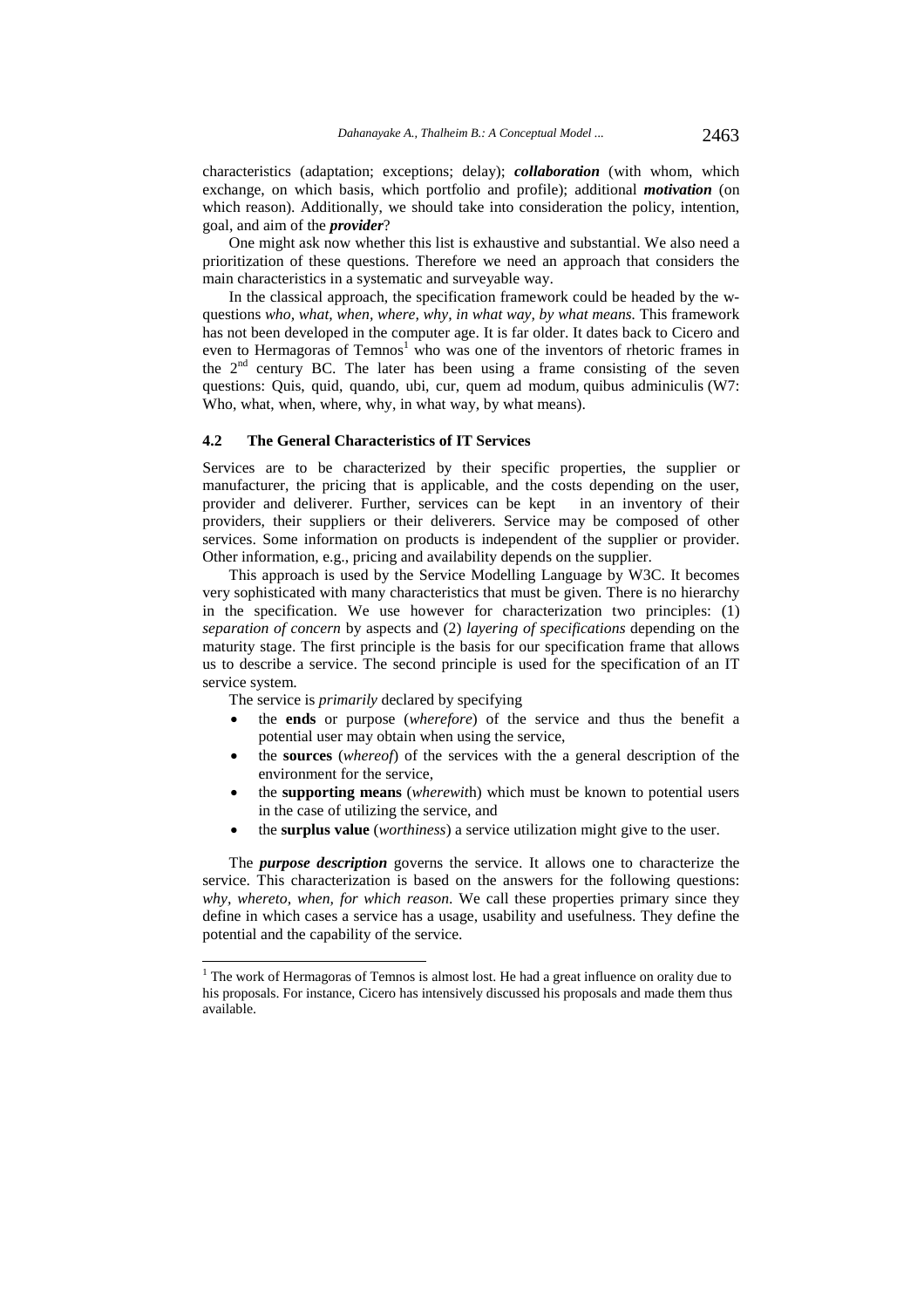characteristics (adaptation; exceptions; delay); ***collaboration*** (with whom, which exchange, on which basis, which portfolio and profile); additional ***motivation*** (on which reason). Additionally, we should take into consideration the policy, intention, goal, and aim of the ***provider***?

One might ask now whether this list is exhaustive and substantial. We also need a prioritization of these questions. Therefore we need an approach that considers the main characteristics in a systematic and surveyable way.

In the classical approach, the specification framework could be headed by the w-questions *who, what, when, where, why, in what way, by what means.* This framework has not been developed in the computer age. It is far older. It dates back to Cicero and even to Hermagoras of Temnos[1] who was one of the inventors of rhetoric frames in the 2nd century BC. The later has been using a frame consisting of the seven questions: Quis, quid, quando, ubi, cur, quem ad modum, quibus adminiculis (W7: Who, what, when, where, why, in what way, by what means).

### 4.2 The General Characteristics of IT Services

Services are to be characterized by their specific properties, the supplier or manufacturer, the pricing that is applicable, and the costs depending on the user, provider and deliverer. Further, services can be kept in an inventory of their providers, their suppliers or their deliverers. Service may be composed of other services. Some information on products is independent of the supplier or provider. Other information, e.g., pricing and availability depends on the supplier.

This approach is used by the Service Modelling Language by W3C. It becomes very sophisticated with many characteristics that must be given. There is no hierarchy in the specification. We use however for characterization two principles: (1) *separation of concern* by aspects and (2) *layering of specifications* depending on the maturity stage. The first principle is the basis for our specification frame that allows us to describe a service. The second principle is used for the specification of an IT service system.

The service is *primarily* declared by specifying

- the **ends** or purpose (*wherefore*) of the service and thus the benefit a potential user may obtain when using the service,
- the **sources** (*whereof*) of the services with the a general description of the environment for the service,
- the **supporting means** (*wherewith*) which must be known to potential users in the case of utilizing the service, and
- the **surplus value** (*worthiness*) a service utilization might give to the user.

The ***purpose description*** governs the service. It allows one to characterize the service. This characterization is based on the answers for the following questions: *why, whereto, when, for which reason.* We call these properties primary since they define in which cases a service has a usage, usability and usefulness. They define the potential and the capability of the service.

[1] The work of Hermagoras of Temnos is almost lost. He had a great influence on orality due to his proposals. For instance, Cicero has intensively discussed his proposals and made them thus available.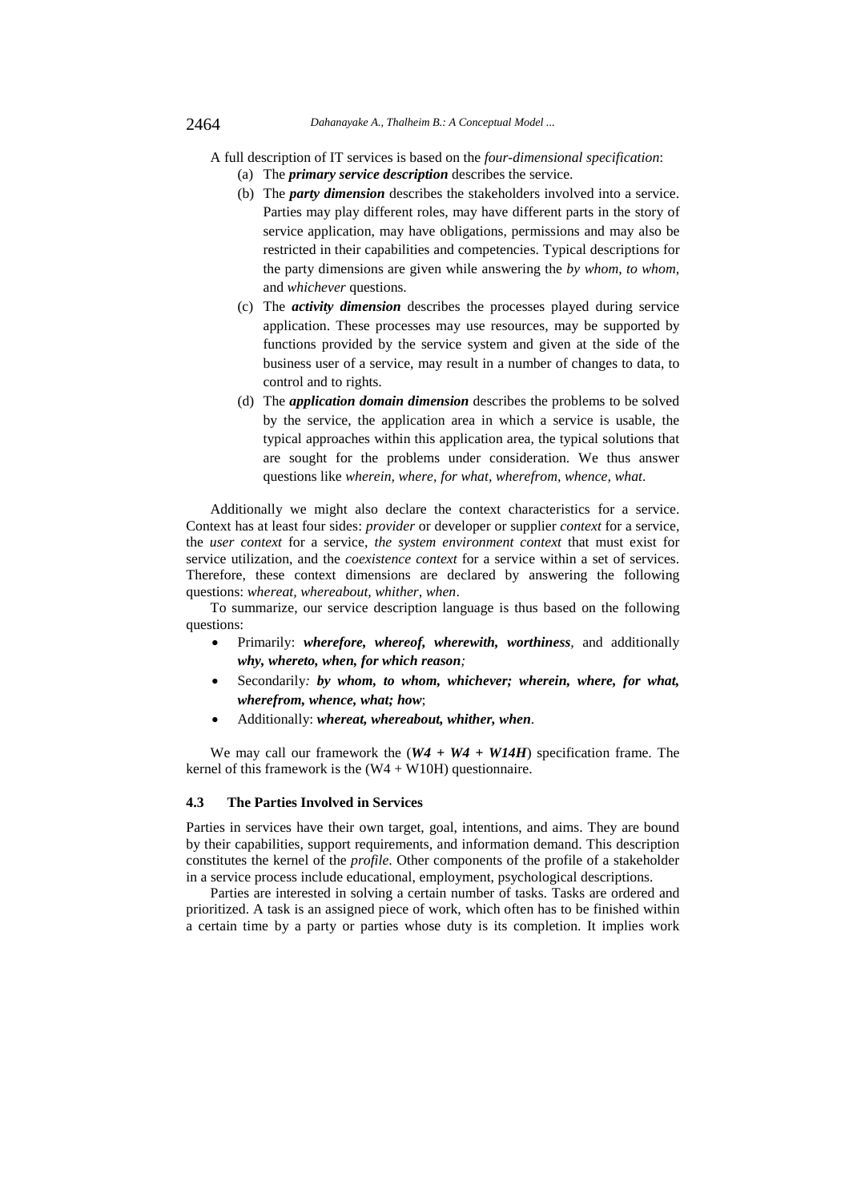A full description of IT services is based on the *four-dimensional specification*:

(a) The ***primary service description*** describes the service.

(b) The ***party dimension*** describes the stakeholders involved into a service. Parties may play different roles, may have different parts in the story of service application, may have obligations, permissions and may also be restricted in their capabilities and competencies. Typical descriptions for the party dimensions are given while answering the *by whom, to whom,* and *whichever* questions.

(c) The ***activity dimension*** describes the processes played during service application. These processes may use resources, may be supported by functions provided by the service system and given at the side of the business user of a service, may result in a number of changes to data, to control and to rights.

(d) The ***application domain dimension*** describes the problems to be solved by the service, the application area in which a service is usable, the typical approaches within this application area, the typical solutions that are sought for the problems under consideration. We thus answer questions like *wherein, where, for what, wherefrom, whence, what*.

Additionally we might also declare the context characteristics for a service. Context has at least four sides: *provider* or developer or supplier *context* for a service, the *user context* for a service, *the system environment context* that must exist for service utilization, and the *coexistence context* for a service within a set of services. Therefore, these context dimensions are declared by answering the following questions: *whereat, whereabout, whither, when*.

To summarize, our service description language is thus based on the following questions:

- Primarily: ***wherefore, whereof, wherewith, worthiness***, and additionally ***why, whereto, when, for which reason***;
- Secondarily: ***by whom, to whom, whichever; wherein, where, for what, wherefrom, whence, what; how***;
- Additionally: ***whereat, whereabout, whither, when***.

We may call our framework the (***W4 + W4 + W14H***) specification frame. The kernel of this framework is the (W4 + W10H) questionnaire.

### 4.3 The Parties Involved in Services

Parties in services have their own target, goal, intentions, and aims. They are bound by their capabilities, support requirements, and information demand. This description constitutes the kernel of the *profile*. Other components of the profile of a stakeholder in a service process include educational, employment, psychological descriptions.

Parties are interested in solving a certain number of tasks. Tasks are ordered and prioritized. A task is an assigned piece of work, which often has to be finished within a certain time by a party or parties whose duty is its completion. It implies work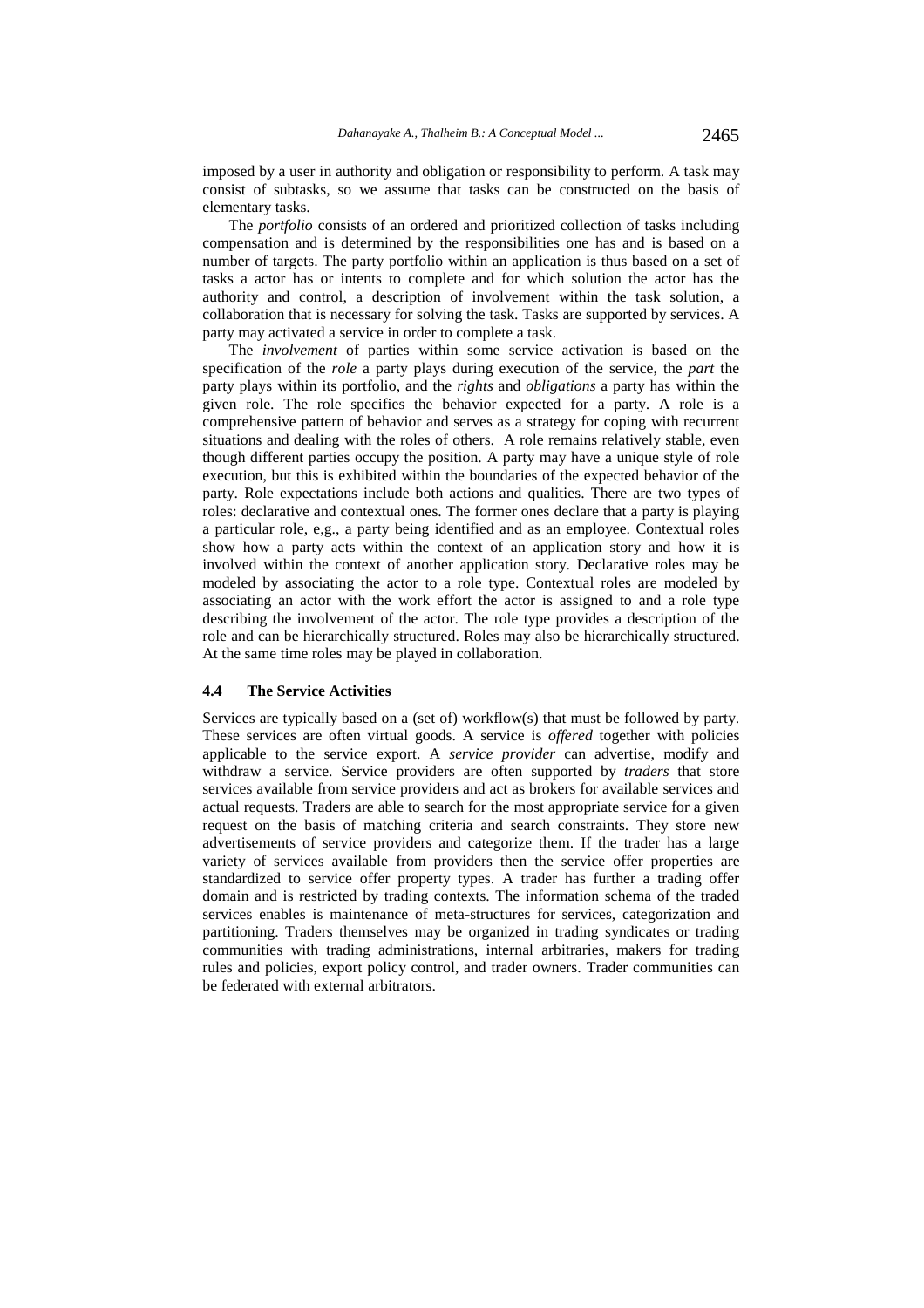imposed by a user in authority and obligation or responsibility to perform. A task may consist of subtasks, so we assume that tasks can be constructed on the basis of elementary tasks.

The *portfolio* consists of an ordered and prioritized collection of tasks including compensation and is determined by the responsibilities one has and is based on a number of targets. The party portfolio within an application is thus based on a set of tasks a actor has or intents to complete and for which solution the actor has the authority and control, a description of involvement within the task solution, a collaboration that is necessary for solving the task. Tasks are supported by services. A party may activated a service in order to complete a task.

The *involvement* of parties within some service activation is based on the specification of the *role* a party plays during execution of the service, the *part* the party plays within its portfolio, and the *rights* and *obligations* a party has within the given role. The role specifies the behavior expected for a party. A role is a comprehensive pattern of behavior and serves as a strategy for coping with recurrent situations and dealing with the roles of others. A role remains relatively stable, even though different parties occupy the position. A party may have a unique style of role execution, but this is exhibited within the boundaries of the expected behavior of the party. Role expectations include both actions and qualities. There are two types of roles: declarative and contextual ones. The former ones declare that a party is playing a particular role, e,g., a party being identified and as an employee. Contextual roles show how a party acts within the context of an application story and how it is involved within the context of another application story. Declarative roles may be modeled by associating the actor to a role type. Contextual roles are modeled by associating an actor with the work effort the actor is assigned to and a role type describing the involvement of the actor. The role type provides a description of the role and can be hierarchically structured. Roles may also be hierarchically structured. At the same time roles may be played in collaboration.

### 4.4 The Service Activities

Services are typically based on a (set of) workflow(s) that must be followed by party. These services are often virtual goods. A service is *offered* together with policies applicable to the service export. A *service provider* can advertise, modify and withdraw a service. Service providers are often supported by *traders* that store services available from service providers and act as brokers for available services and actual requests. Traders are able to search for the most appropriate service for a given request on the basis of matching criteria and search constraints. They store new advertisements of service providers and categorize them. If the trader has a large variety of services available from providers then the service offer properties are standardized to service offer property types. A trader has further a trading offer domain and is restricted by trading contexts. The information schema of the traded services enables is maintenance of meta-structures for services, categorization and partitioning. Traders themselves may be organized in trading syndicates or trading communities with trading administrations, internal arbitraries, makers for trading rules and policies, export policy control, and trader owners. Trader communities can be federated with external arbitrators.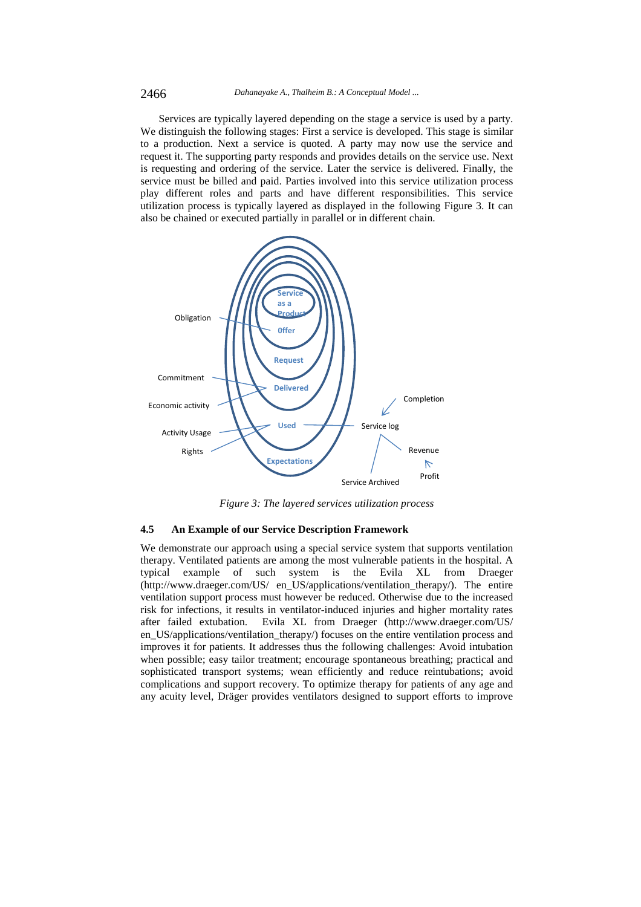Services are typically layered depending on the stage a service is used by a party. We distinguish the following stages: First a service is developed. This stage is similar to a production. Next a service is quoted. A party may now use the service and request it. The supporting party responds and provides details on the service use. Next is requesting and ordering of the service. Later the service is delivered. Finally, the service must be billed and paid. Parties involved into this service utilization process play different roles and parts and have different responsibilities. This service utilization process is typically layered as displayed in the following Figure 3. It can also be chained or executed partially in parallel or in different chain.

*Figure 3: The layered services utilization process*

### 4.5 An Example of our Service Description Framework

We demonstrate our approach using a special service system that supports ventilation therapy. Ventilated patients are among the most vulnerable patients in the hospital. A typical example of such system is the Evila XL from Draeger (http://www.draeger.com/US/ en_US/applications/ventilation_therapy/). The entire ventilation support process must however be reduced. Otherwise due to the increased risk for infections, it results in ventilator-induced injuries and higher mortality rates after failed extubation. Evila XL from Draeger (http://www.draeger.com/US/ en_US/applications/ventilation_therapy/) focuses on the entire ventilation process and improves it for patients. It addresses thus the following challenges: Avoid intubation when possible; easy tailor treatment; encourage spontaneous breathing; practical and sophisticated transport systems; wean efficiently and reduce reintubations; avoid complications and support recovery. To optimize therapy for patients of any age and any acuity level, Dräger provides ventilators designed to support efforts to improve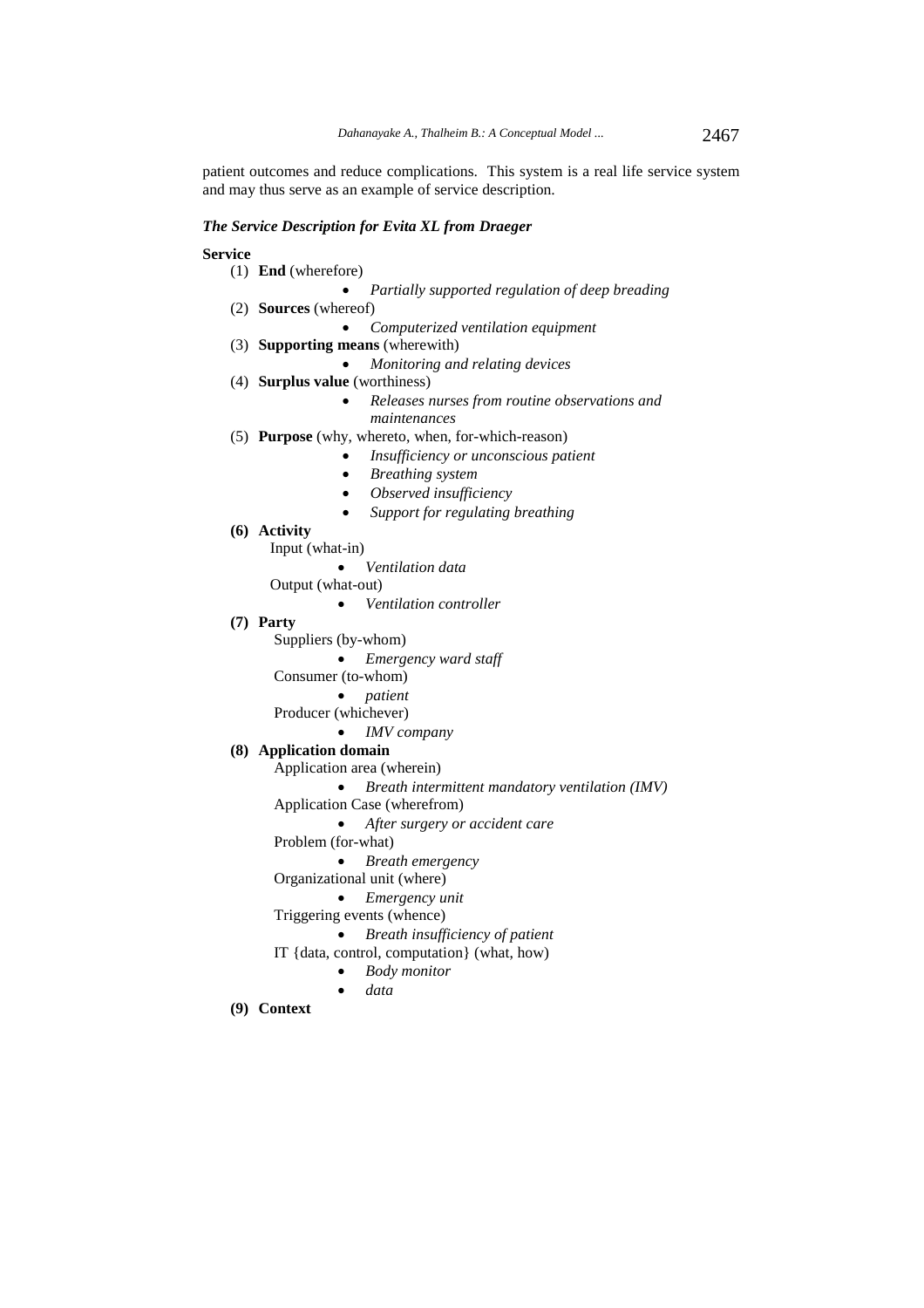patient outcomes and reduce complications. This system is a real life service system and may thus serve as an example of service description.

***The Service Description for Evita XL from Draeger***

**Service**

(1) **End** (wherefore)
- *Partially supported regulation of deep breading*

(2) **Sources** (whereof)
- *Computerized ventilation equipment*

(3) **Supporting means** (wherewith)
- *Monitoring and relating devices*

(4) **Surplus value** (worthiness)
- *Releases nurses from routine observations and maintenances*

(5) **Purpose** (why, whereto, when, for-which-reason)
- *Insufficiency or unconscious patient*
- *Breathing system*
- *Observed insufficiency*
- *Support for regulating breathing*

**(6) Activity**

Input (what-in)
- *Ventilation data*

Output (what-out)
- *Ventilation controller*

**(7) Party**

Suppliers (by-whom)
- *Emergency ward staff*

Consumer (to-whom)
- *patient*

Producer (whichever)
- *IMV company*

**(8) Application domain**

Application area (wherein)
- *Breath intermittent mandatory ventilation (IMV)*

Application Case (wherefrom)
- *After surgery or accident care*

Problem (for-what)
- *Breath emergency*

Organizational unit (where)
- *Emergency unit*

Triggering events (whence)
- *Breath insufficiency of patient*

IT {data, control, computation} (what, how)
- *Body monitor*
- *data*

**(9) Context**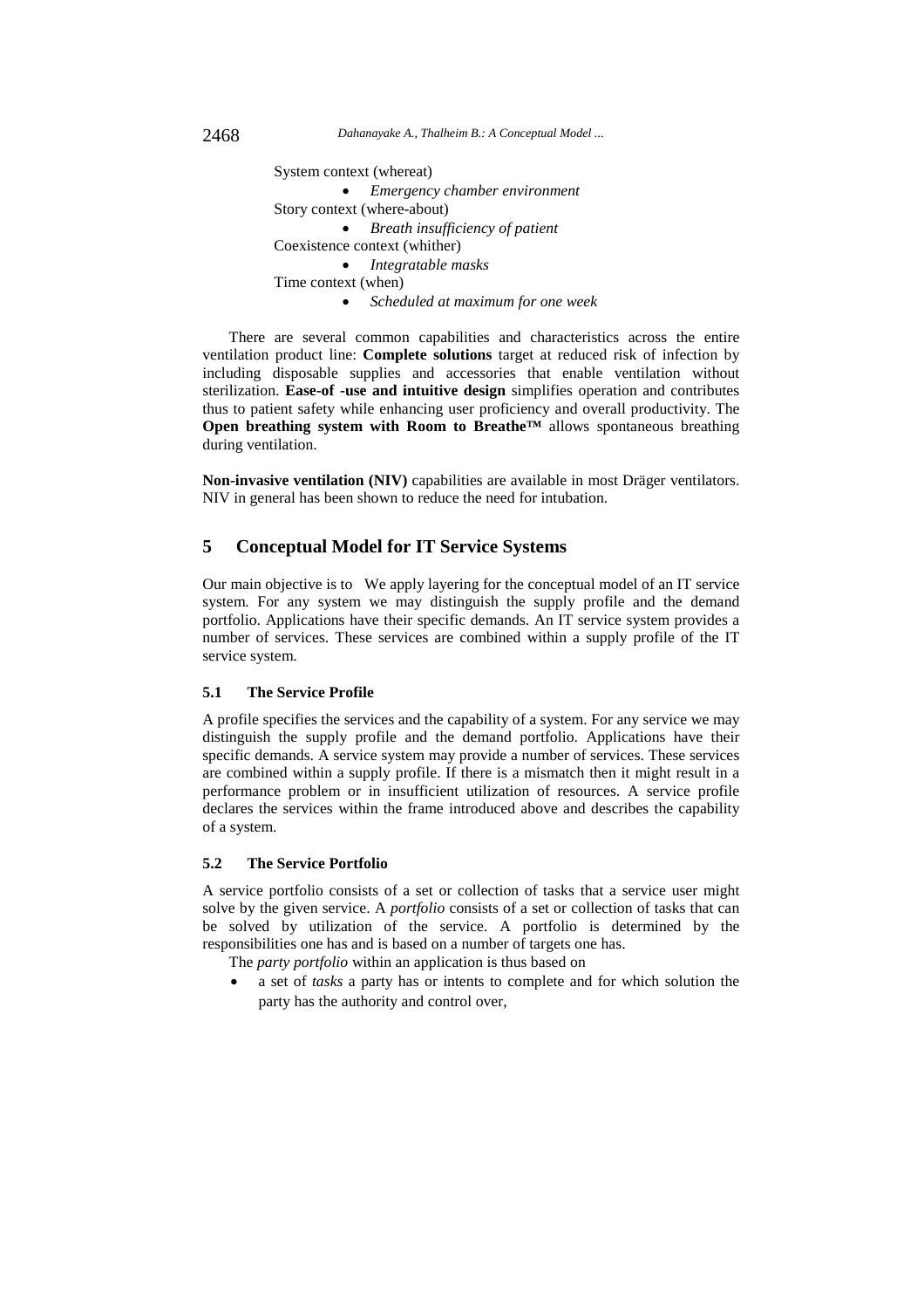System context (whereat)

- *Emergency chamber environment*

Story context (where-about)

- *Breath insufficiency of patient*

Coexistence context (whither)

- *Integratable masks*

Time context (when)

- *Scheduled at maximum for one week*

There are several common capabilities and characteristics across the entire ventilation product line: **Complete solutions** target at reduced risk of infection by including disposable supplies and accessories that enable ventilation without sterilization. **Ease-of -use and intuitive design** simplifies operation and contributes thus to patient safety while enhancing user proficiency and overall productivity. The **Open breathing system with Room to Breathe™** allows spontaneous breathing during ventilation.

**Non-invasive ventilation (NIV)** capabilities are available in most Dräger ventilators. NIV in general has been shown to reduce the need for intubation.

## 5 Conceptual Model for IT Service Systems

Our main objective is to We apply layering for the conceptual model of an IT service system. For any system we may distinguish the supply profile and the demand portfolio. Applications have their specific demands. An IT service system provides a number of services. These services are combined within a supply profile of the IT service system.

### 5.1 The Service Profile

A profile specifies the services and the capability of a system. For any service we may distinguish the supply profile and the demand portfolio. Applications have their specific demands. A service system may provide a number of services. These services are combined within a supply profile. If there is a mismatch then it might result in a performance problem or in insufficient utilization of resources. A service profile declares the services within the frame introduced above and describes the capability of a system.

### 5.2 The Service Portfolio

A service portfolio consists of a set or collection of tasks that a service user might solve by the given service. A *portfolio* consists of a set or collection of tasks that can be solved by utilization of the service. A portfolio is determined by the responsibilities one has and is based on a number of targets one has.

The *party portfolio* within an application is thus based on

- a set of *tasks* a party has or intents to complete and for which solution the party has the authority and control over,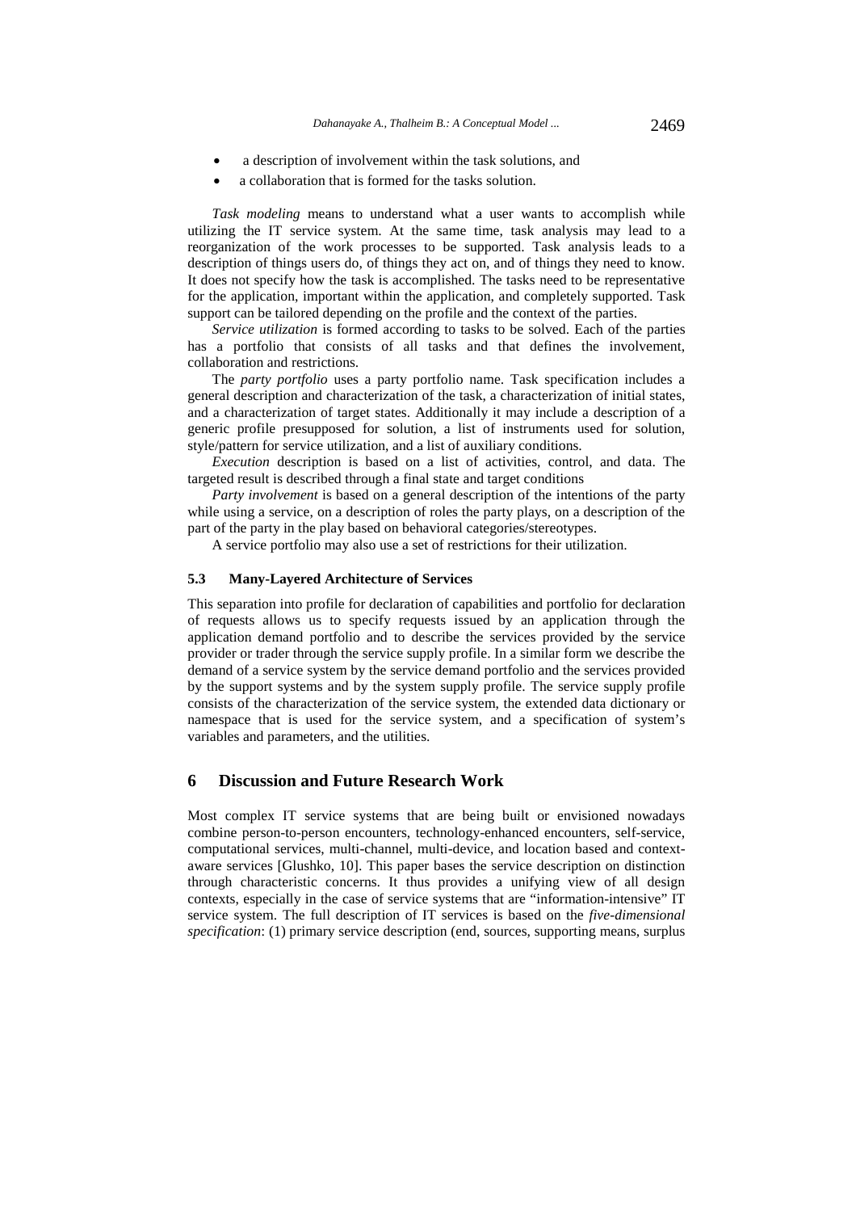- a description of involvement within the task solutions, and
- a collaboration that is formed for the tasks solution.

*Task modeling* means to understand what a user wants to accomplish while utilizing the IT service system. At the same time, task analysis may lead to a reorganization of the work processes to be supported. Task analysis leads to a description of things users do, of things they act on, and of things they need to know. It does not specify how the task is accomplished. The tasks need to be representative for the application, important within the application, and completely supported. Task support can be tailored depending on the profile and the context of the parties.

*Service utilization* is formed according to tasks to be solved. Each of the parties has a portfolio that consists of all tasks and that defines the involvement, collaboration and restrictions.

The *party portfolio* uses a party portfolio name. Task specification includes a general description and characterization of the task, a characterization of initial states, and a characterization of target states. Additionally it may include a description of a generic profile presupposed for solution, a list of instruments used for solution, style/pattern for service utilization, and a list of auxiliary conditions.

*Execution* description is based on a list of activities, control, and data. The targeted result is described through a final state and target conditions

*Party involvement* is based on a general description of the intentions of the party while using a service, on a description of roles the party plays, on a description of the part of the party in the play based on behavioral categories/stereotypes.

A service portfolio may also use a set of restrictions for their utilization.

### 5.3 Many-Layered Architecture of Services

This separation into profile for declaration of capabilities and portfolio for declaration of requests allows us to specify requests issued by an application through the application demand portfolio and to describe the services provided by the service provider or trader through the service supply profile. In a similar form we describe the demand of a service system by the service demand portfolio and the services provided by the support systems and by the system supply profile. The service supply profile consists of the characterization of the service system, the extended data dictionary or namespace that is used for the service system, and a specification of system's variables and parameters, and the utilities.

## 6 Discussion and Future Research Work

Most complex IT service systems that are being built or envisioned nowadays combine person-to-person encounters, technology-enhanced encounters, self-service, computational services, multi-channel, multi-device, and location based and context-aware services [Glushko, 10]. This paper bases the service description on distinction through characteristic concerns. It thus provides a unifying view of all design contexts, especially in the case of service systems that are "information-intensive" IT service system. The full description of IT services is based on the *five-dimensional specification*: (1) primary service description (end, sources, supporting means, surplus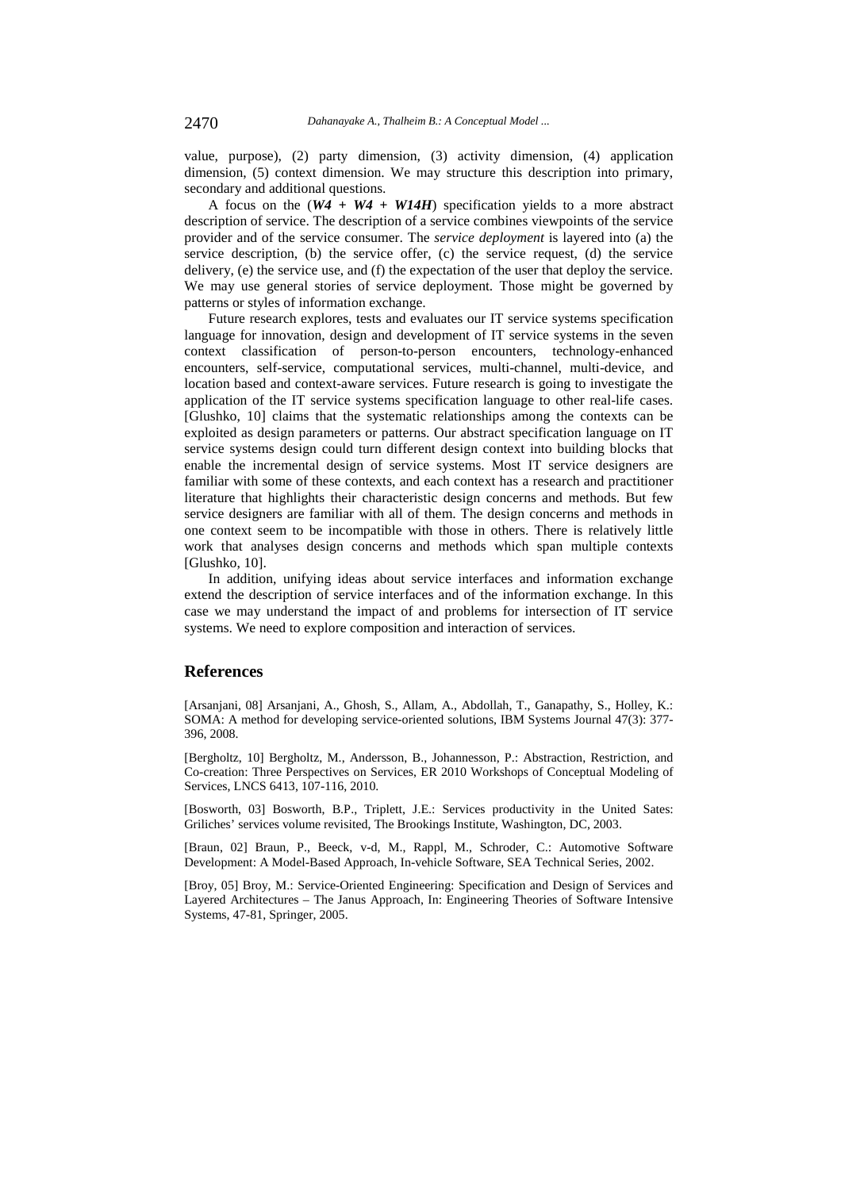value, purpose), (2) party dimension, (3) activity dimension, (4) application dimension, (5) context dimension. We may structure this description into primary, secondary and additional questions.

A focus on the (***W4 + W4 + W14H***) specification yields to a more abstract description of service. The description of a service combines viewpoints of the service provider and of the service consumer. The *service deployment* is layered into (a) the service description, (b) the service offer, (c) the service request, (d) the service delivery, (e) the service use, and (f) the expectation of the user that deploy the service. We may use general stories of service deployment. Those might be governed by patterns or styles of information exchange.

Future research explores, tests and evaluates our IT service systems specification language for innovation, design and development of IT service systems in the seven context classification of person-to-person encounters, technology-enhanced encounters, self-service, computational services, multi-channel, multi-device, and location based and context-aware services. Future research is going to investigate the application of the IT service systems specification language to other real-life cases. [Glushko, 10] claims that the systematic relationships among the contexts can be exploited as design parameters or patterns. Our abstract specification language on IT service systems design could turn different design context into building blocks that enable the incremental design of service systems. Most IT service designers are familiar with some of these contexts, and each context has a research and practitioner literature that highlights their characteristic design concerns and methods. But few service designers are familiar with all of them. The design concerns and methods in one context seem to be incompatible with those in others. There is relatively little work that analyses design concerns and methods which span multiple contexts [Glushko, 10].

In addition, unifying ideas about service interfaces and information exchange extend the description of service interfaces and of the information exchange. In this case we may understand the impact of and problems for intersection of IT service systems. We need to explore composition and interaction of services.

## References

[Arsanjani, 08] Arsanjani, A., Ghosh, S., Allam, A., Abdollah, T., Ganapathy, S., Holley, K.: SOMA: A method for developing service-oriented solutions, IBM Systems Journal 47(3): 377-396, 2008.

[Bergholtz, 10] Bergholtz, M., Andersson, B., Johannesson, P.: Abstraction, Restriction, and Co-creation: Three Perspectives on Services, ER 2010 Workshops of Conceptual Modeling of Services, LNCS 6413, 107-116, 2010.

[Bosworth, 03] Bosworth, B.P., Triplett, J.E.: Services productivity in the United Sates: Griliches' services volume revisited, The Brookings Institute, Washington, DC, 2003.

[Braun, 02] Braun, P., Beeck, v-d, M., Rappl, M., Schroder, C.: Automotive Software Development: A Model-Based Approach, In-vehicle Software, SEA Technical Series, 2002.

[Broy, 05] Broy, M.: Service-Oriented Engineering: Specification and Design of Services and Layered Architectures – The Janus Approach, In: Engineering Theories of Software Intensive Systems, 47-81, Springer, 2005.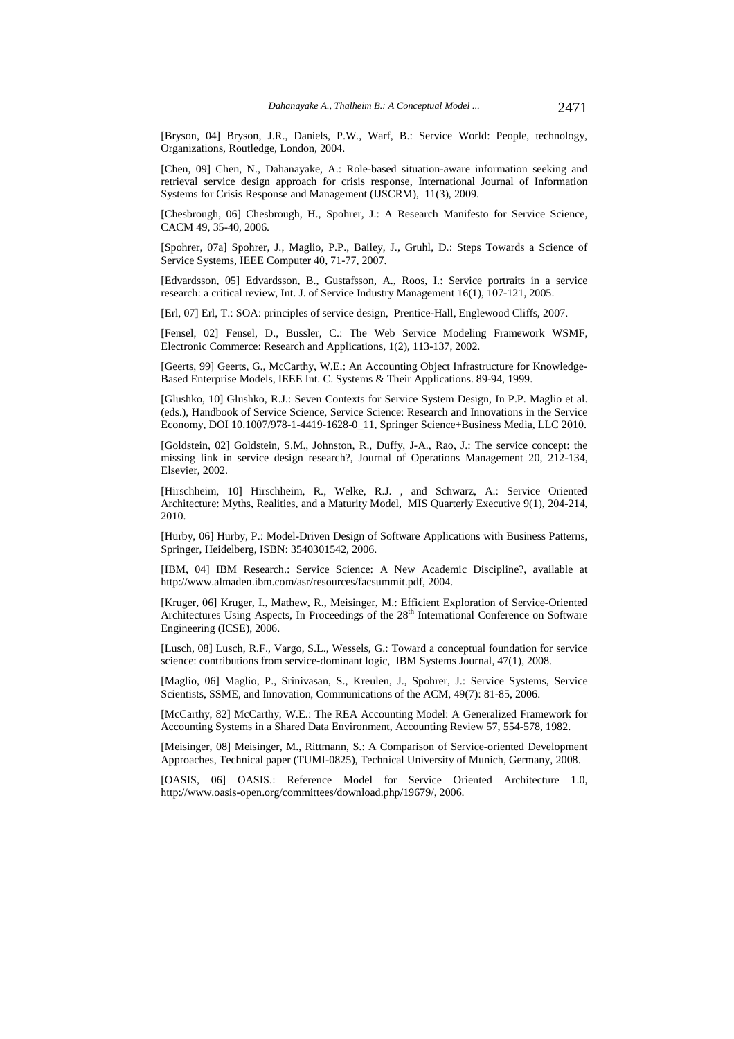[Bryson, 04] Bryson, J.R., Daniels, P.W., Warf, B.: Service World: People, technology, Organizations, Routledge, London, 2004.

[Chen, 09] Chen, N., Dahanayake, A.: Role-based situation-aware information seeking and retrieval service design approach for crisis response, International Journal of Information Systems for Crisis Response and Management (IJSCRM), 11(3), 2009.

[Chesbrough, 06] Chesbrough, H., Spohrer, J.: A Research Manifesto for Service Science, CACM 49, 35-40, 2006.

[Spohrer, 07a] Spohrer, J., Maglio, P.P., Bailey, J., Gruhl, D.: Steps Towards a Science of Service Systems, IEEE Computer 40, 71-77, 2007.

[Edvardsson, 05] Edvardsson, B., Gustafsson, A., Roos, I.: Service portraits in a service research: a critical review, Int. J. of Service Industry Management 16(1), 107-121, 2005.

[Erl, 07] Erl, T.: SOA: principles of service design, Prentice-Hall, Englewood Cliffs, 2007.

[Fensel, 02] Fensel, D., Bussler, C.: The Web Service Modeling Framework WSMF, Electronic Commerce: Research and Applications, 1(2), 113-137, 2002.

[Geerts, 99] Geerts, G., McCarthy, W.E.: An Accounting Object Infrastructure for Knowledge-Based Enterprise Models, IEEE Int. C. Systems & Their Applications. 89-94, 1999.

[Glushko, 10] Glushko, R.J.: Seven Contexts for Service System Design, In P.P. Maglio et al. (eds.), Handbook of Service Science, Service Science: Research and Innovations in the Service Economy, DOI 10.1007/978-1-4419-1628-0_11, Springer Science+Business Media, LLC 2010.

[Goldstein, 02] Goldstein, S.M., Johnston, R., Duffy, J-A., Rao, J.: The service concept: the missing link in service design research?, Journal of Operations Management 20, 212-134, Elsevier, 2002.

[Hirschheim, 10] Hirschheim, R., Welke, R.J. , and Schwarz, A.: Service Oriented Architecture: Myths, Realities, and a Maturity Model, MIS Quarterly Executive 9(1), 204-214, 2010.

[Hurby, 06] Hurby, P.: Model-Driven Design of Software Applications with Business Patterns, Springer, Heidelberg, ISBN: 3540301542, 2006.

[IBM, 04] IBM Research.: Service Science: A New Academic Discipline?, available at http://www.almaden.ibm.com/asr/resources/facsummit.pdf, 2004.

[Kruger, 06] Kruger, I., Mathew, R., Meisinger, M.: Efficient Exploration of Service-Oriented Architectures Using Aspects, In Proceedings of the 28th International Conference on Software Engineering (ICSE), 2006.

[Lusch, 08] Lusch, R.F., Vargo, S.L., Wessels, G.: Toward a conceptual foundation for service science: contributions from service-dominant logic, IBM Systems Journal, 47(1), 2008.

[Maglio, 06] Maglio, P., Srinivasan, S., Kreulen, J., Spohrer, J.: Service Systems, Service Scientists, SSME, and Innovation, Communications of the ACM, 49(7): 81-85, 2006.

[McCarthy, 82] McCarthy, W.E.: The REA Accounting Model: A Generalized Framework for Accounting Systems in a Shared Data Environment, Accounting Review 57, 554-578, 1982.

[Meisinger, 08] Meisinger, M., Rittmann, S.: A Comparison of Service-oriented Development Approaches, Technical paper (TUMI-0825), Technical University of Munich, Germany, 2008.

[OASIS, 06] OASIS.: Reference Model for Service Oriented Architecture 1.0, http://www.oasis-open.org/committees/download.php/19679/, 2006.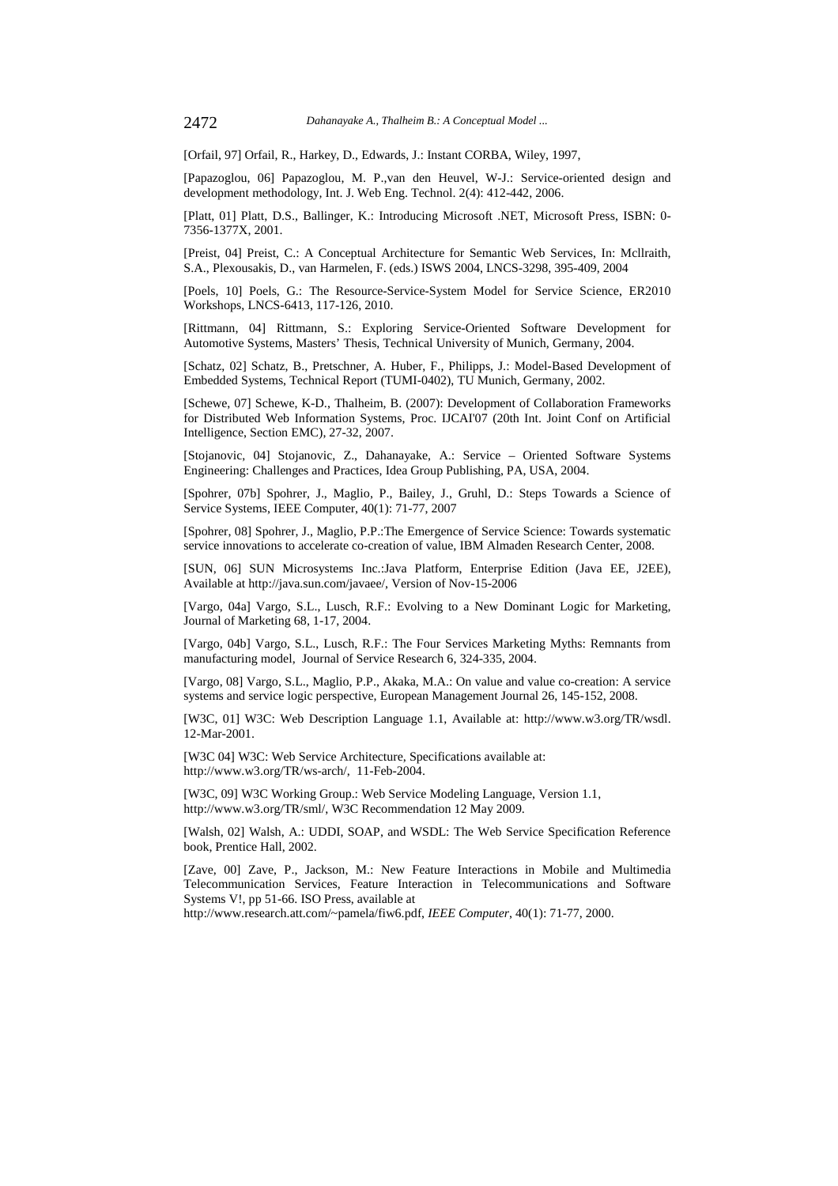[Orfail, 97] Orfail, R., Harkey, D., Edwards, J.: Instant CORBA, Wiley, 1997,

[Papazoglou, 06] Papazoglou, M. P.,van den Heuvel, W-J.: Service-oriented design and development methodology, Int. J. Web Eng. Technol. 2(4): 412-442, 2006.

[Platt, 01] Platt, D.S., Ballinger, K.: Introducing Microsoft .NET, Microsoft Press, ISBN: 0-7356-1377X, 2001.

[Preist, 04] Preist, C.: A Conceptual Architecture for Semantic Web Services, In: Mcllraith, S.A., Plexousakis, D., van Harmelen, F. (eds.) ISWS 2004, LNCS-3298, 395-409, 2004

[Poels, 10] Poels, G.: The Resource-Service-System Model for Service Science, ER2010 Workshops, LNCS-6413, 117-126, 2010.

[Rittmann, 04] Rittmann, S.: Exploring Service-Oriented Software Development for Automotive Systems, Masters' Thesis, Technical University of Munich, Germany, 2004.

[Schatz, 02] Schatz, B., Pretschner, A. Huber, F., Philipps, J.: Model-Based Development of Embedded Systems, Technical Report (TUMI-0402), TU Munich, Germany, 2002.

[Schewe, 07] Schewe, K-D., Thalheim, B. (2007): Development of Collaboration Frameworks for Distributed Web Information Systems, Proc. IJCAI'07 (20th Int. Joint Conf on Artificial Intelligence, Section EMC), 27-32, 2007.

[Stojanovic, 04] Stojanovic, Z., Dahanayake, A.: Service – Oriented Software Systems Engineering: Challenges and Practices, Idea Group Publishing, PA, USA, 2004.

[Spohrer, 07b] Spohrer, J., Maglio, P., Bailey, J., Gruhl, D.: Steps Towards a Science of Service Systems, IEEE Computer, 40(1): 71-77, 2007

[Spohrer, 08] Spohrer, J., Maglio, P.P.:The Emergence of Service Science: Towards systematic service innovations to accelerate co-creation of value, IBM Almaden Research Center, 2008.

[SUN, 06] SUN Microsystems Inc.:Java Platform, Enterprise Edition (Java EE, J2EE), Available at http://java.sun.com/javaee/, Version of Nov-15-2006

[Vargo, 04a] Vargo, S.L., Lusch, R.F.: Evolving to a New Dominant Logic for Marketing, Journal of Marketing 68, 1-17, 2004.

[Vargo, 04b] Vargo, S.L., Lusch, R.F.: The Four Services Marketing Myths: Remnants from manufacturing model, Journal of Service Research 6, 324-335, 2004.

[Vargo, 08] Vargo, S.L., Maglio, P.P., Akaka, M.A.: On value and value co-creation: A service systems and service logic perspective, European Management Journal 26, 145-152, 2008.

[W3C, 01] W3C: Web Description Language 1.1, Available at: http://www.w3.org/TR/wsdl. 12-Mar-2001.

[W3C 04] W3C: Web Service Architecture, Specifications available at: http://www.w3.org/TR/ws-arch/, 11-Feb-2004.

[W3C, 09] W3C Working Group.: Web Service Modeling Language, Version 1.1, http://www.w3.org/TR/sml/, W3C Recommendation 12 May 2009.

[Walsh, 02] Walsh, A.: UDDI, SOAP, and WSDL: The Web Service Specification Reference book, Prentice Hall, 2002.

[Zave, 00] Zave, P., Jackson, M.: New Feature Interactions in Mobile and Multimedia Telecommunication Services, Feature Interaction in Telecommunications and Software Systems V!, pp 51-66. ISO Press, available at http://www.research.att.com/~pamela/fiw6.pdf, *IEEE Computer*, 40(1): 71-77, 2000.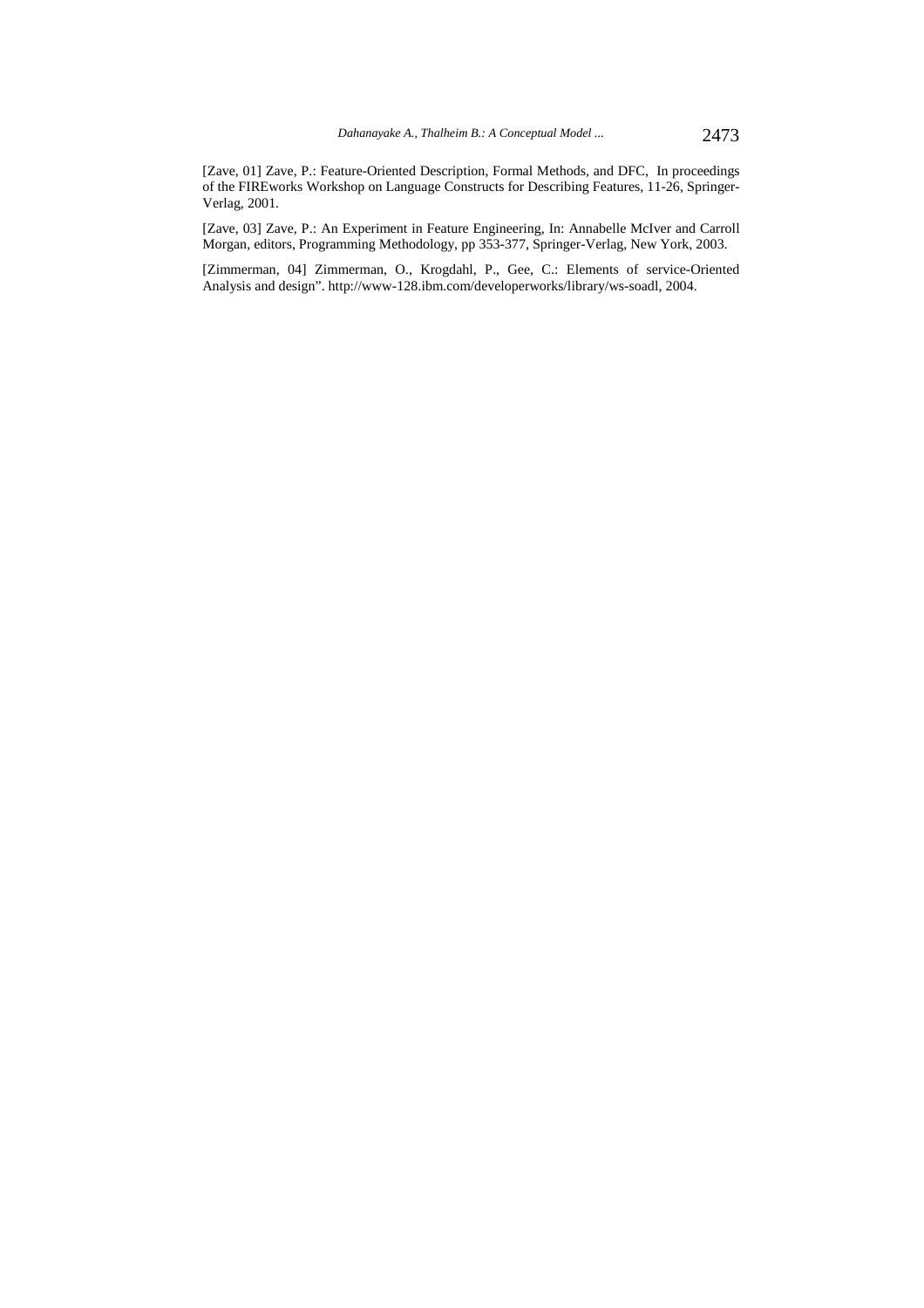[Zave, 01] Zave, P.: Feature-Oriented Description, Formal Methods, and DFC, In proceedings of the FIREworks Workshop on Language Constructs for Describing Features, 11-26, Springer-Verlag, 2001.

[Zave, 03] Zave, P.: An Experiment in Feature Engineering, In: Annabelle McIver and Carroll Morgan, editors, Programming Methodology, pp 353-377, Springer-Verlag, New York, 2003.

[Zimmerman, 04] Zimmerman, O., Krogdahl, P., Gee, C.: Elements of service-Oriented Analysis and design". http://www-128.ibm.com/developerworks/library/ws-soadl, 2004.